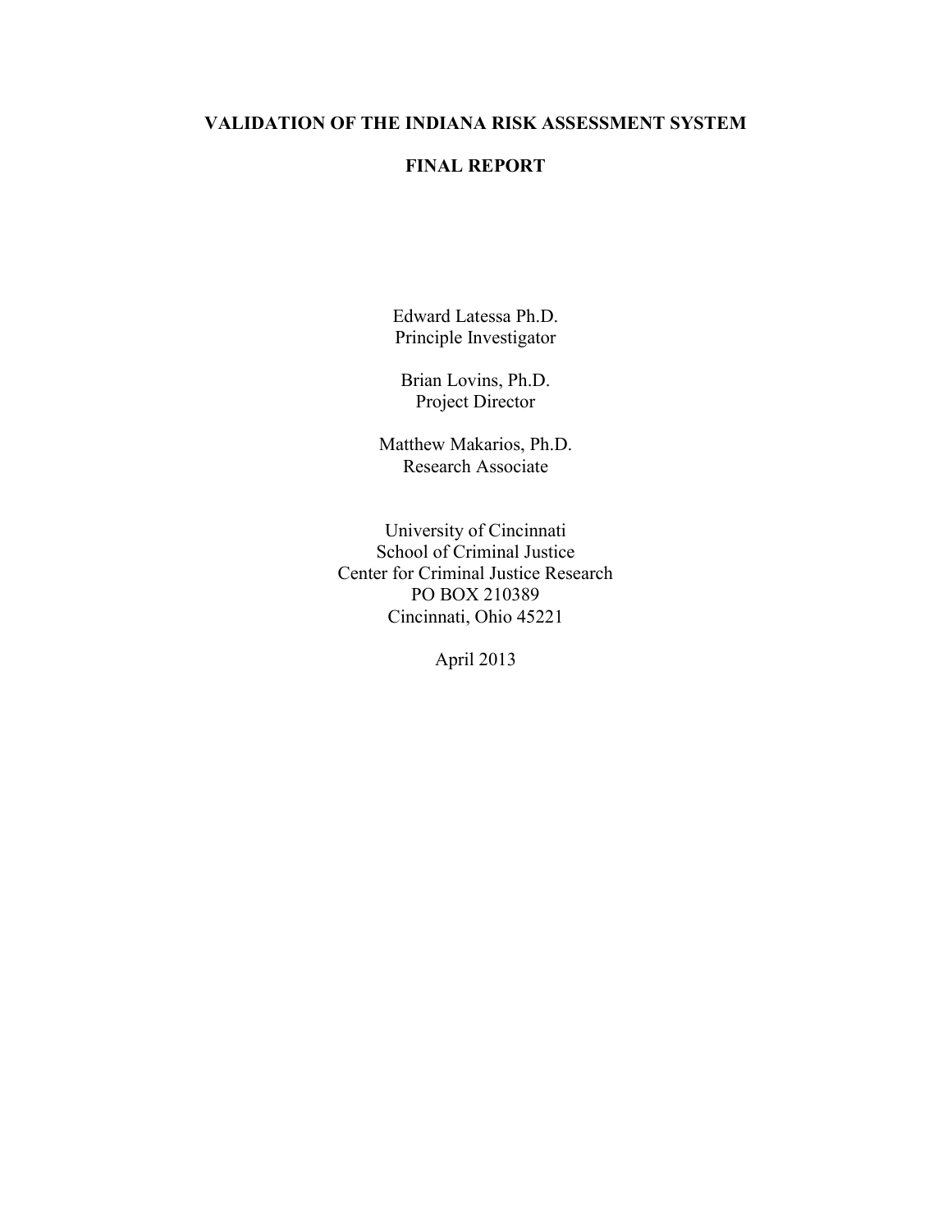# VALIDATION OF THE INDIANA RISK ASSESSMENT SYSTEM

## FINAL REPORT

Edward Latessa Ph.D.
Principle Investigator

Brian Lovins, Ph.D.
Project Director

Matthew Makarios, Ph.D.
Research Associate

University of Cincinnati
School of Criminal Justice
Center for Criminal Justice Research
PO BOX 210389
Cincinnati, Ohio 45221

April 2013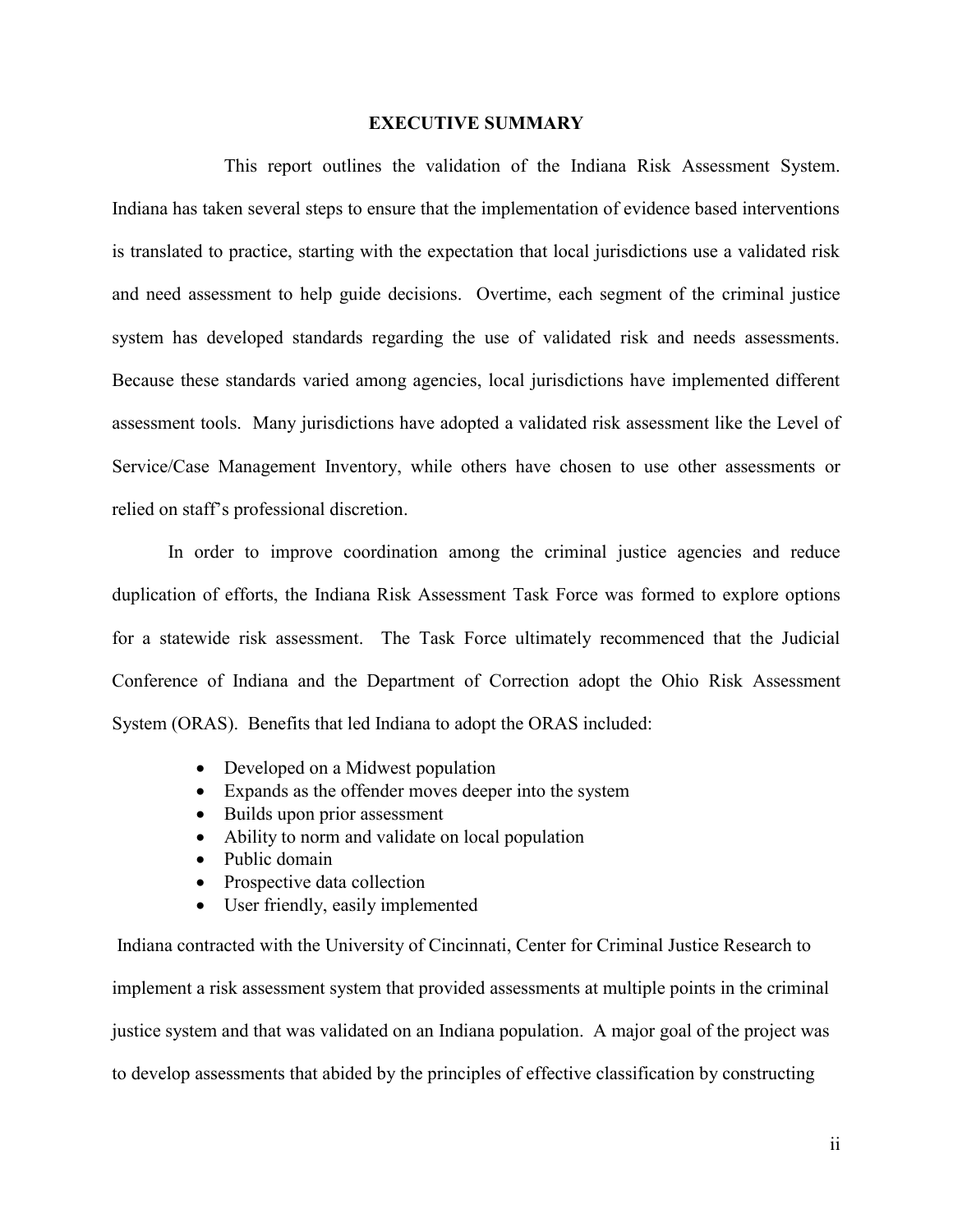## EXECUTIVE SUMMARY

This report outlines the validation of the Indiana Risk Assessment System. Indiana has taken several steps to ensure that the implementation of evidence based interventions is translated to practice, starting with the expectation that local jurisdictions use a validated risk and need assessment to help guide decisions. Overtime, each segment of the criminal justice system has developed standards regarding the use of validated risk and needs assessments. Because these standards varied among agencies, local jurisdictions have implemented different assessment tools. Many jurisdictions have adopted a validated risk assessment like the Level of Service/Case Management Inventory, while others have chosen to use other assessments or relied on staff's professional discretion.

In order to improve coordination among the criminal justice agencies and reduce duplication of efforts, the Indiana Risk Assessment Task Force was formed to explore options for a statewide risk assessment. The Task Force ultimately recommenced that the Judicial Conference of Indiana and the Department of Correction adopt the Ohio Risk Assessment System (ORAS). Benefits that led Indiana to adopt the ORAS included:

- Developed on a Midwest population
- Expands as the offender moves deeper into the system
- Builds upon prior assessment
- Ability to norm and validate on local population
- Public domain
- Prospective data collection
- User friendly, easily implemented

Indiana contracted with the University of Cincinnati, Center for Criminal Justice Research to implement a risk assessment system that provided assessments at multiple points in the criminal justice system and that was validated on an Indiana population. A major goal of the project was to develop assessments that abided by the principles of effective classification by constructing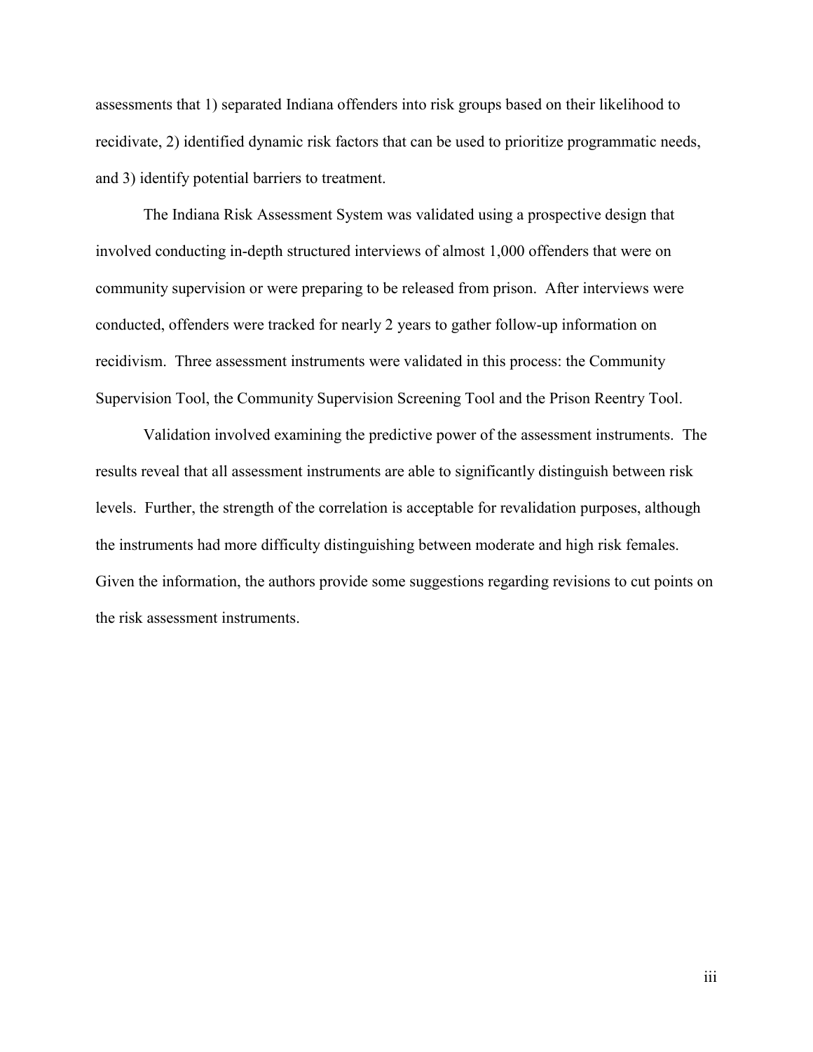assessments that 1) separated Indiana offenders into risk groups based on their likelihood to recidivate, 2) identified dynamic risk factors that can be used to prioritize programmatic needs, and 3) identify potential barriers to treatment.

The Indiana Risk Assessment System was validated using a prospective design that involved conducting in-depth structured interviews of almost 1,000 offenders that were on community supervision or were preparing to be released from prison. After interviews were conducted, offenders were tracked for nearly 2 years to gather follow-up information on recidivism. Three assessment instruments were validated in this process: the Community Supervision Tool, the Community Supervision Screening Tool and the Prison Reentry Tool.

Validation involved examining the predictive power of the assessment instruments. The results reveal that all assessment instruments are able to significantly distinguish between risk levels. Further, the strength of the correlation is acceptable for revalidation purposes, although the instruments had more difficulty distinguishing between moderate and high risk females. Given the information, the authors provide some suggestions regarding revisions to cut points on the risk assessment instruments.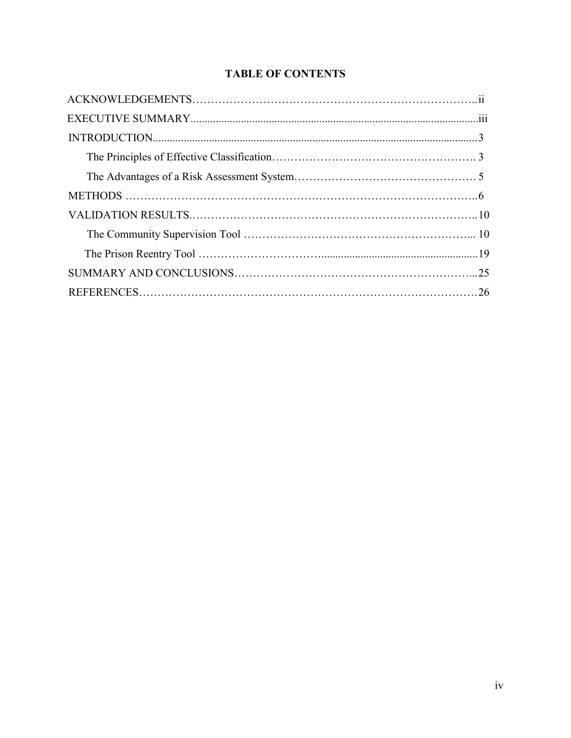# TABLE OF CONTENTS

ACKNOWLEDGEMENTS…………………………………………………………………..ii

EXECUTIVE SUMMARY.......................................................................................................iii

INTRODUCTION....................................................................................................................3

- The Principles of Effective Classification………………………………………………. 3
- The Advantages of a Risk Assessment System…………………………………………. 5

METHODS ……………………………………………………………………………….6

VALIDATION RESULTS.………………………………………………………………..10

- The Community Supervision Tool …………………………………………………... 10
- The Prison Reentry Tool …………………………........................................................19

SUMMARY AND CONCLUSIONS……………………………………………………...25

REFERENCES………………………………………………………………………………26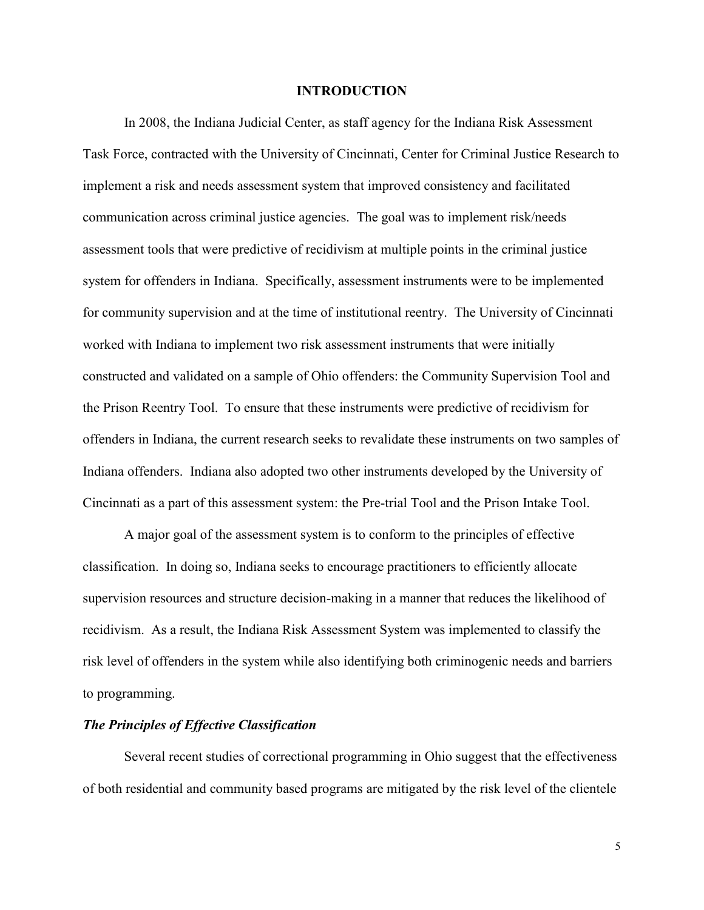# INTRODUCTION

In 2008, the Indiana Judicial Center, as staff agency for the Indiana Risk Assessment Task Force, contracted with the University of Cincinnati, Center for Criminal Justice Research to implement a risk and needs assessment system that improved consistency and facilitated communication across criminal justice agencies. The goal was to implement risk/needs assessment tools that were predictive of recidivism at multiple points in the criminal justice system for offenders in Indiana. Specifically, assessment instruments were to be implemented for community supervision and at the time of institutional reentry. The University of Cincinnati worked with Indiana to implement two risk assessment instruments that were initially constructed and validated on a sample of Ohio offenders: the Community Supervision Tool and the Prison Reentry Tool. To ensure that these instruments were predictive of recidivism for offenders in Indiana, the current research seeks to revalidate these instruments on two samples of Indiana offenders. Indiana also adopted two other instruments developed by the University of Cincinnati as a part of this assessment system: the Pre-trial Tool and the Prison Intake Tool.

A major goal of the assessment system is to conform to the principles of effective classification. In doing so, Indiana seeks to encourage practitioners to efficiently allocate supervision resources and structure decision-making in a manner that reduces the likelihood of recidivism. As a result, the Indiana Risk Assessment System was implemented to classify the risk level of offenders in the system while also identifying both criminogenic needs and barriers to programming.

### *The Principles of Effective Classification*

Several recent studies of correctional programming in Ohio suggest that the effectiveness of both residential and community based programs are mitigated by the risk level of the clientele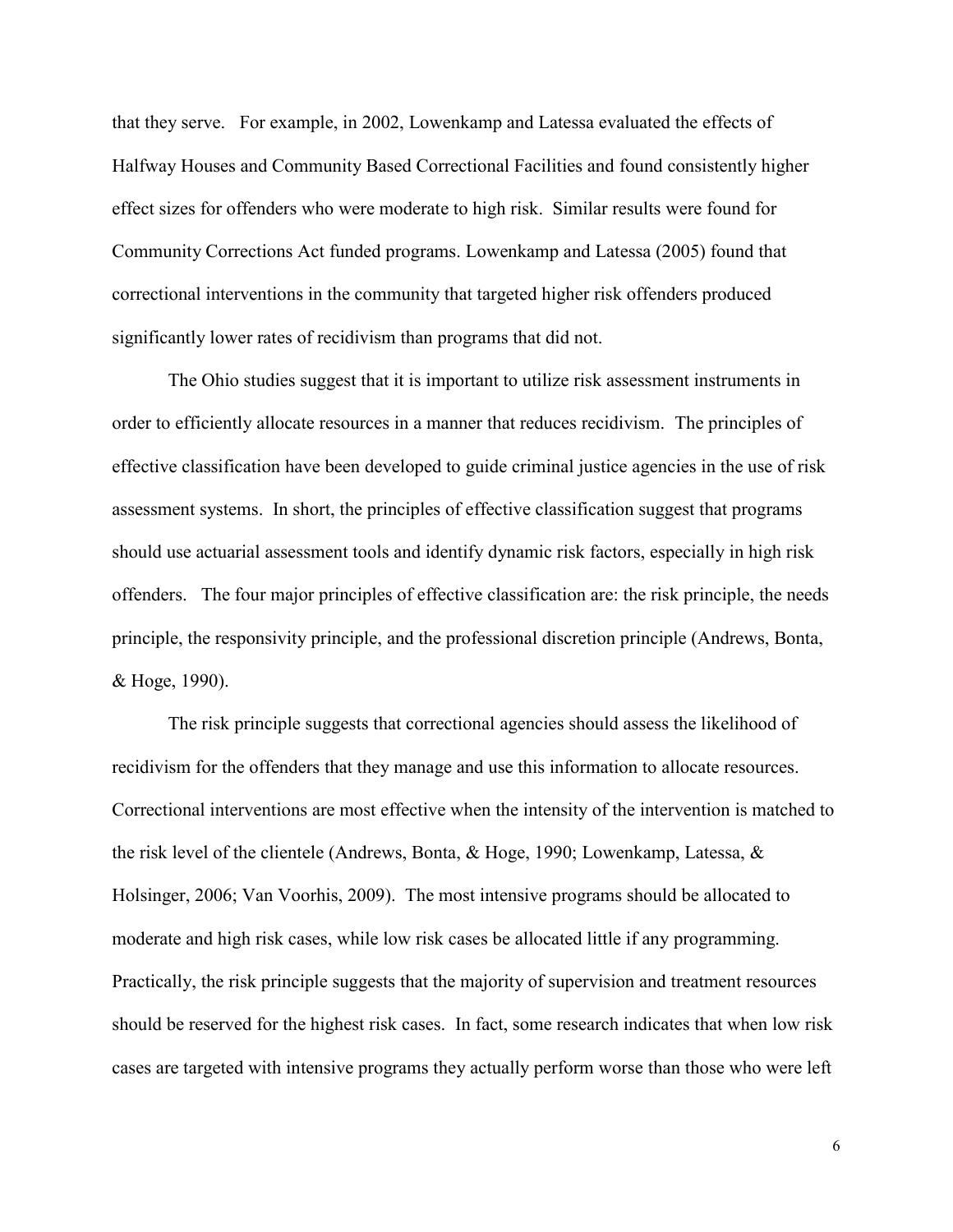that they serve. For example, in 2002, Lowenkamp and Latessa evaluated the effects of Halfway Houses and Community Based Correctional Facilities and found consistently higher effect sizes for offenders who were moderate to high risk. Similar results were found for Community Corrections Act funded programs. Lowenkamp and Latessa (2005) found that correctional interventions in the community that targeted higher risk offenders produced significantly lower rates of recidivism than programs that did not.

The Ohio studies suggest that it is important to utilize risk assessment instruments in order to efficiently allocate resources in a manner that reduces recidivism. The principles of effective classification have been developed to guide criminal justice agencies in the use of risk assessment systems. In short, the principles of effective classification suggest that programs should use actuarial assessment tools and identify dynamic risk factors, especially in high risk offenders. The four major principles of effective classification are: the risk principle, the needs principle, the responsivity principle, and the professional discretion principle (Andrews, Bonta, & Hoge, 1990).

The risk principle suggests that correctional agencies should assess the likelihood of recidivism for the offenders that they manage and use this information to allocate resources. Correctional interventions are most effective when the intensity of the intervention is matched to the risk level of the clientele (Andrews, Bonta, & Hoge, 1990; Lowenkamp, Latessa, & Holsinger, 2006; Van Voorhis, 2009). The most intensive programs should be allocated to moderate and high risk cases, while low risk cases be allocated little if any programming. Practically, the risk principle suggests that the majority of supervision and treatment resources should be reserved for the highest risk cases. In fact, some research indicates that when low risk cases are targeted with intensive programs they actually perform worse than those who were left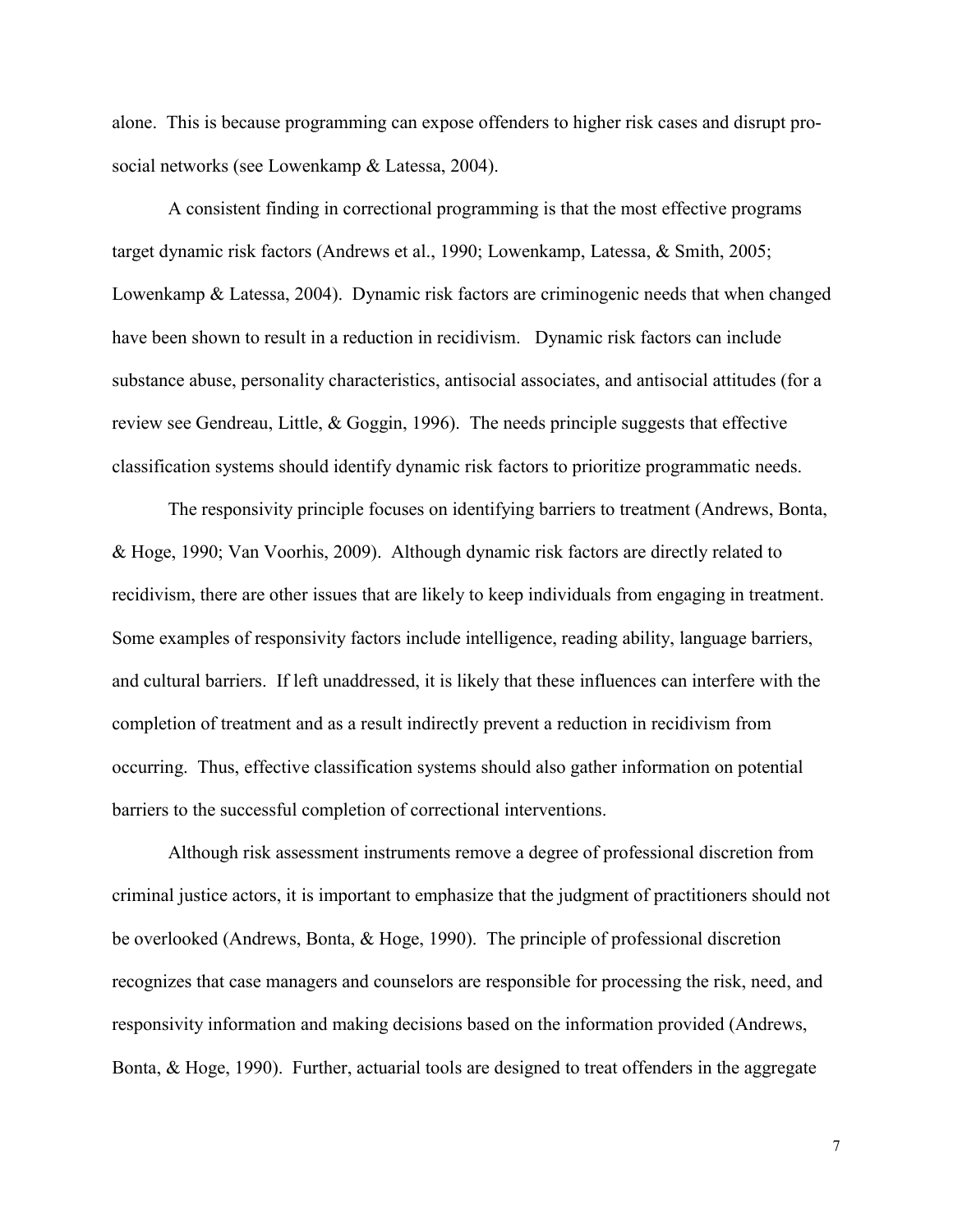alone. This is because programming can expose offenders to higher risk cases and disrupt pro-social networks (see Lowenkamp & Latessa, 2004).

A consistent finding in correctional programming is that the most effective programs target dynamic risk factors (Andrews et al., 1990; Lowenkamp, Latessa, & Smith, 2005; Lowenkamp & Latessa, 2004). Dynamic risk factors are criminogenic needs that when changed have been shown to result in a reduction in recidivism. Dynamic risk factors can include substance abuse, personality characteristics, antisocial associates, and antisocial attitudes (for a review see Gendreau, Little, & Goggin, 1996). The needs principle suggests that effective classification systems should identify dynamic risk factors to prioritize programmatic needs.

The responsivity principle focuses on identifying barriers to treatment (Andrews, Bonta, & Hoge, 1990; Van Voorhis, 2009). Although dynamic risk factors are directly related to recidivism, there are other issues that are likely to keep individuals from engaging in treatment. Some examples of responsivity factors include intelligence, reading ability, language barriers, and cultural barriers. If left unaddressed, it is likely that these influences can interfere with the completion of treatment and as a result indirectly prevent a reduction in recidivism from occurring. Thus, effective classification systems should also gather information on potential barriers to the successful completion of correctional interventions.

Although risk assessment instruments remove a degree of professional discretion from criminal justice actors, it is important to emphasize that the judgment of practitioners should not be overlooked (Andrews, Bonta, & Hoge, 1990). The principle of professional discretion recognizes that case managers and counselors are responsible for processing the risk, need, and responsivity information and making decisions based on the information provided (Andrews, Bonta, & Hoge, 1990). Further, actuarial tools are designed to treat offenders in the aggregate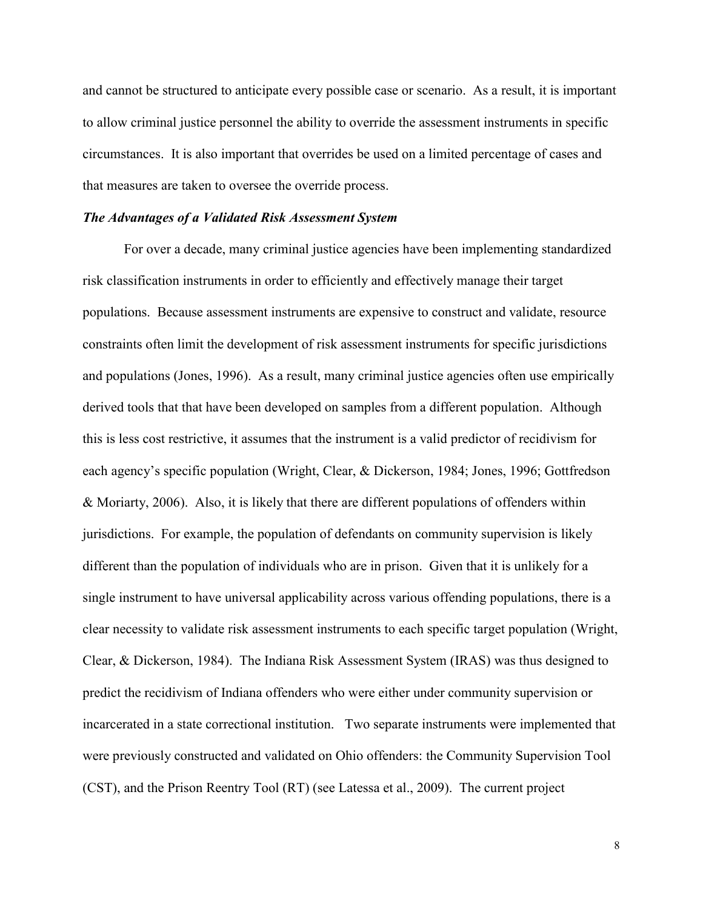and cannot be structured to anticipate every possible case or scenario. As a result, it is important to allow criminal justice personnel the ability to override the assessment instruments in specific circumstances. It is also important that overrides be used on a limited percentage of cases and that measures are taken to oversee the override process.

### *The Advantages of a Validated Risk Assessment System*

For over a decade, many criminal justice agencies have been implementing standardized risk classification instruments in order to efficiently and effectively manage their target populations. Because assessment instruments are expensive to construct and validate, resource constraints often limit the development of risk assessment instruments for specific jurisdictions and populations (Jones, 1996). As a result, many criminal justice agencies often use empirically derived tools that that have been developed on samples from a different population. Although this is less cost restrictive, it assumes that the instrument is a valid predictor of recidivism for each agency's specific population (Wright, Clear, & Dickerson, 1984; Jones, 1996; Gottfredson & Moriarty, 2006). Also, it is likely that there are different populations of offenders within jurisdictions. For example, the population of defendants on community supervision is likely different than the population of individuals who are in prison. Given that it is unlikely for a single instrument to have universal applicability across various offending populations, there is a clear necessity to validate risk assessment instruments to each specific target population (Wright, Clear, & Dickerson, 1984). The Indiana Risk Assessment System (IRAS) was thus designed to predict the recidivism of Indiana offenders who were either under community supervision or incarcerated in a state correctional institution. Two separate instruments were implemented that were previously constructed and validated on Ohio offenders: the Community Supervision Tool (CST), and the Prison Reentry Tool (RT) (see Latessa et al., 2009). The current project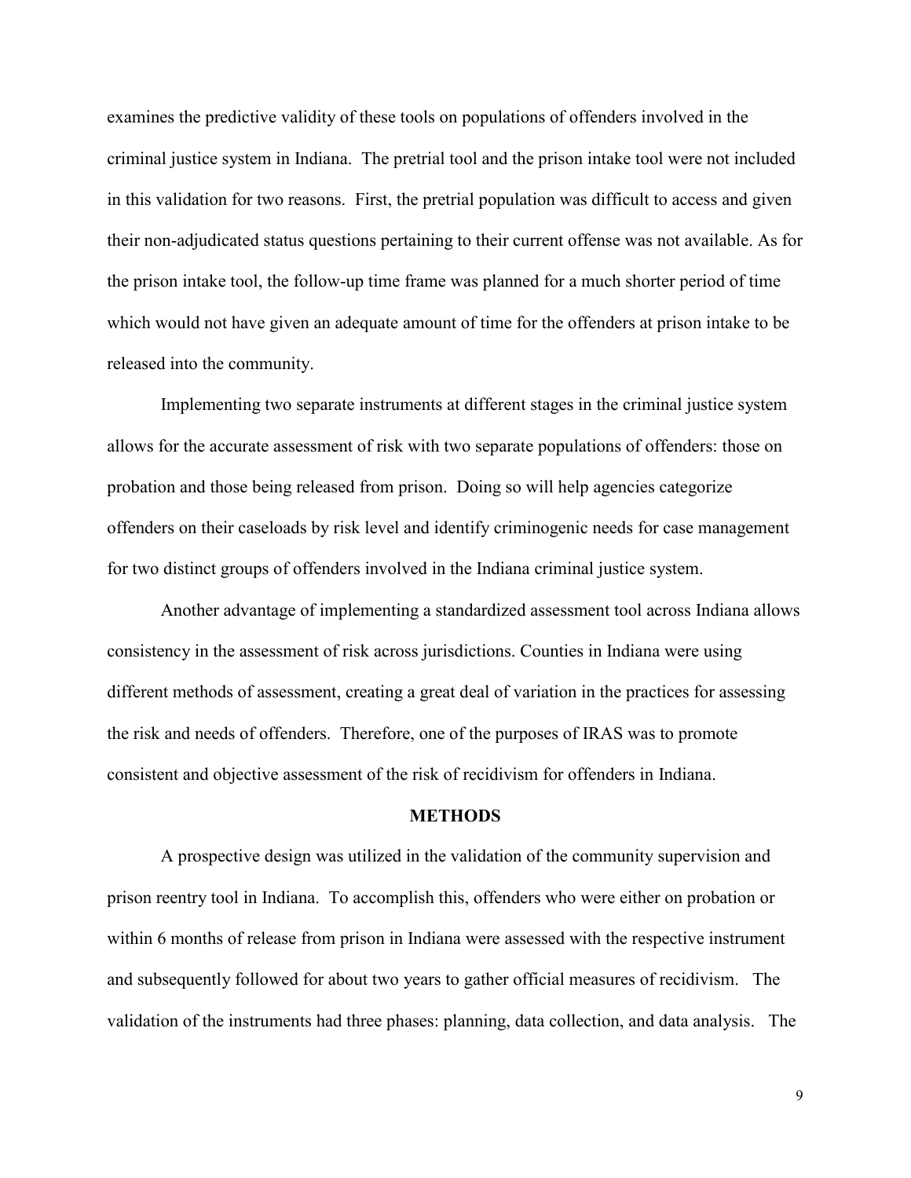examines the predictive validity of these tools on populations of offenders involved in the criminal justice system in Indiana. The pretrial tool and the prison intake tool were not included in this validation for two reasons. First, the pretrial population was difficult to access and given their non-adjudicated status questions pertaining to their current offense was not available. As for the prison intake tool, the follow-up time frame was planned for a much shorter period of time which would not have given an adequate amount of time for the offenders at prison intake to be released into the community.

Implementing two separate instruments at different stages in the criminal justice system allows for the accurate assessment of risk with two separate populations of offenders: those on probation and those being released from prison. Doing so will help agencies categorize offenders on their caseloads by risk level and identify criminogenic needs for case management for two distinct groups of offenders involved in the Indiana criminal justice system.

Another advantage of implementing a standardized assessment tool across Indiana allows consistency in the assessment of risk across jurisdictions. Counties in Indiana were using different methods of assessment, creating a great deal of variation in the practices for assessing the risk and needs of offenders. Therefore, one of the purposes of IRAS was to promote consistent and objective assessment of the risk of recidivism for offenders in Indiana.

## METHODS

A prospective design was utilized in the validation of the community supervision and prison reentry tool in Indiana. To accomplish this, offenders who were either on probation or within 6 months of release from prison in Indiana were assessed with the respective instrument and subsequently followed for about two years to gather official measures of recidivism. The validation of the instruments had three phases: planning, data collection, and data analysis. The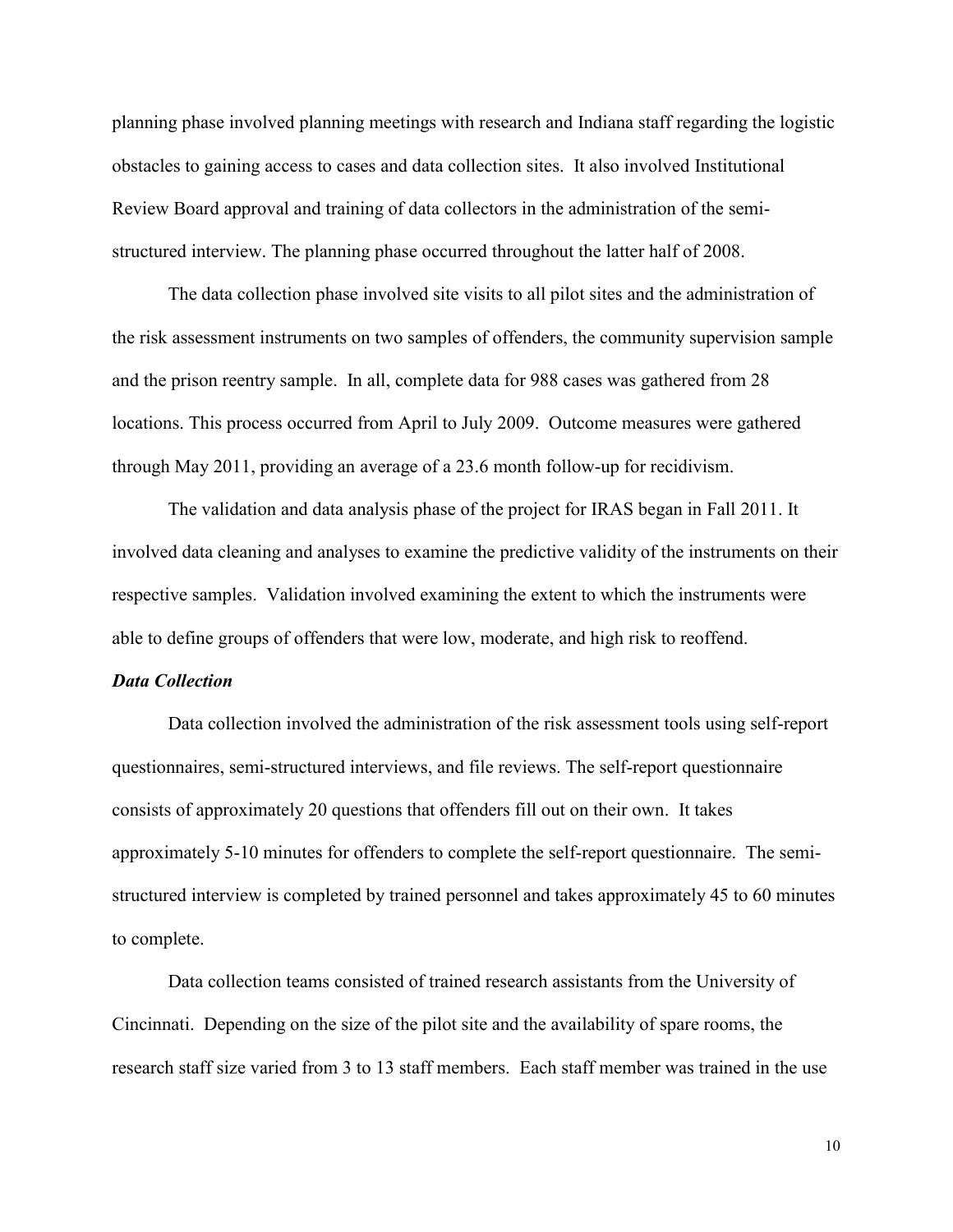planning phase involved planning meetings with research and Indiana staff regarding the logistic obstacles to gaining access to cases and data collection sites. It also involved Institutional Review Board approval and training of data collectors in the administration of the semi-structured interview. The planning phase occurred throughout the latter half of 2008.

The data collection phase involved site visits to all pilot sites and the administration of the risk assessment instruments on two samples of offenders, the community supervision sample and the prison reentry sample. In all, complete data for 988 cases was gathered from 28 locations. This process occurred from April to July 2009. Outcome measures were gathered through May 2011, providing an average of a 23.6 month follow-up for recidivism.

The validation and data analysis phase of the project for IRAS began in Fall 2011. It involved data cleaning and analyses to examine the predictive validity of the instruments on their respective samples. Validation involved examining the extent to which the instruments were able to define groups of offenders that were low, moderate, and high risk to reoffend.

***Data Collection***

Data collection involved the administration of the risk assessment tools using self-report questionnaires, semi-structured interviews, and file reviews. The self-report questionnaire consists of approximately 20 questions that offenders fill out on their own. It takes approximately 5-10 minutes for offenders to complete the self-report questionnaire. The semi-structured interview is completed by trained personnel and takes approximately 45 to 60 minutes to complete.

Data collection teams consisted of trained research assistants from the University of Cincinnati. Depending on the size of the pilot site and the availability of spare rooms, the research staff size varied from 3 to 13 staff members. Each staff member was trained in the use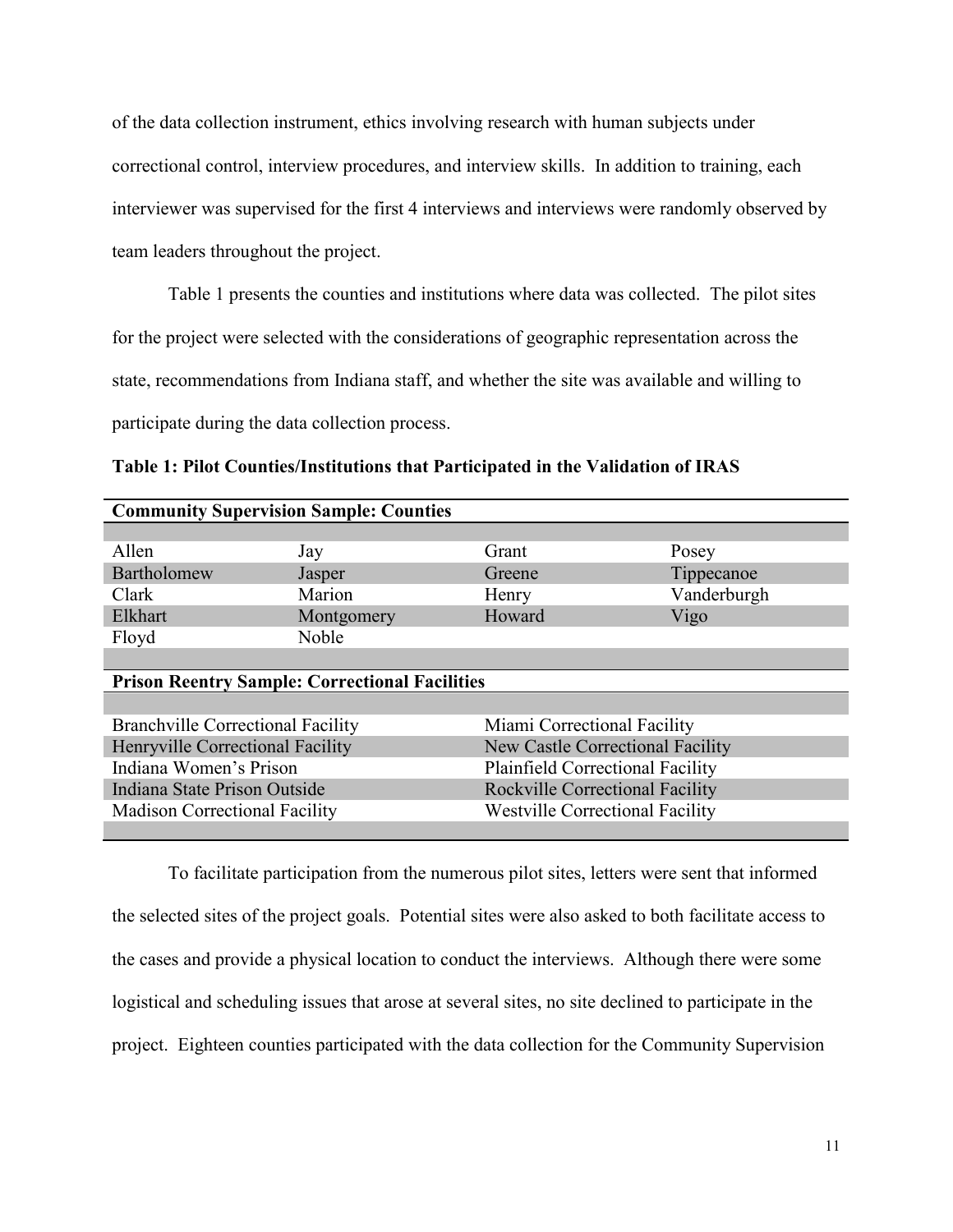of the data collection instrument, ethics involving research with human subjects under correctional control, interview procedures, and interview skills. In addition to training, each interviewer was supervised for the first 4 interviews and interviews were randomly observed by team leaders throughout the project.

Table 1 presents the counties and institutions where data was collected. The pilot sites for the project were selected with the considerations of geographic representation across the state, recommendations from Indiana staff, and whether the site was available and willing to participate during the data collection process.

**Table 1: Pilot Counties/Institutions that Participated in the Validation of IRAS**

| **Community Supervision Sample: Counties** | | | |
|---|---|---|---|
| Allen | Jay | Grant | Posey |
| Bartholomew | Jasper | Greene | Tippecanoe |
| Clark | Marion | Henry | Vanderburgh |
| Elkhart | Montgomery | Howard | Vigo |
| Floyd | Noble | | |
| **Prison Reentry Sample: Correctional Facilities** | | | |
| Branchville Correctional Facility | | Miami Correctional Facility | |
| Henryville Correctional Facility | | New Castle Correctional Facility | |
| Indiana Women's Prison | | Plainfield Correctional Facility | |
| Indiana State Prison Outside | | Rockville Correctional Facility | |
| Madison Correctional Facility | | Westville Correctional Facility | |

To facilitate participation from the numerous pilot sites, letters were sent that informed the selected sites of the project goals. Potential sites were also asked to both facilitate access to the cases and provide a physical location to conduct the interviews. Although there were some logistical and scheduling issues that arose at several sites, no site declined to participate in the project. Eighteen counties participated with the data collection for the Community Supervision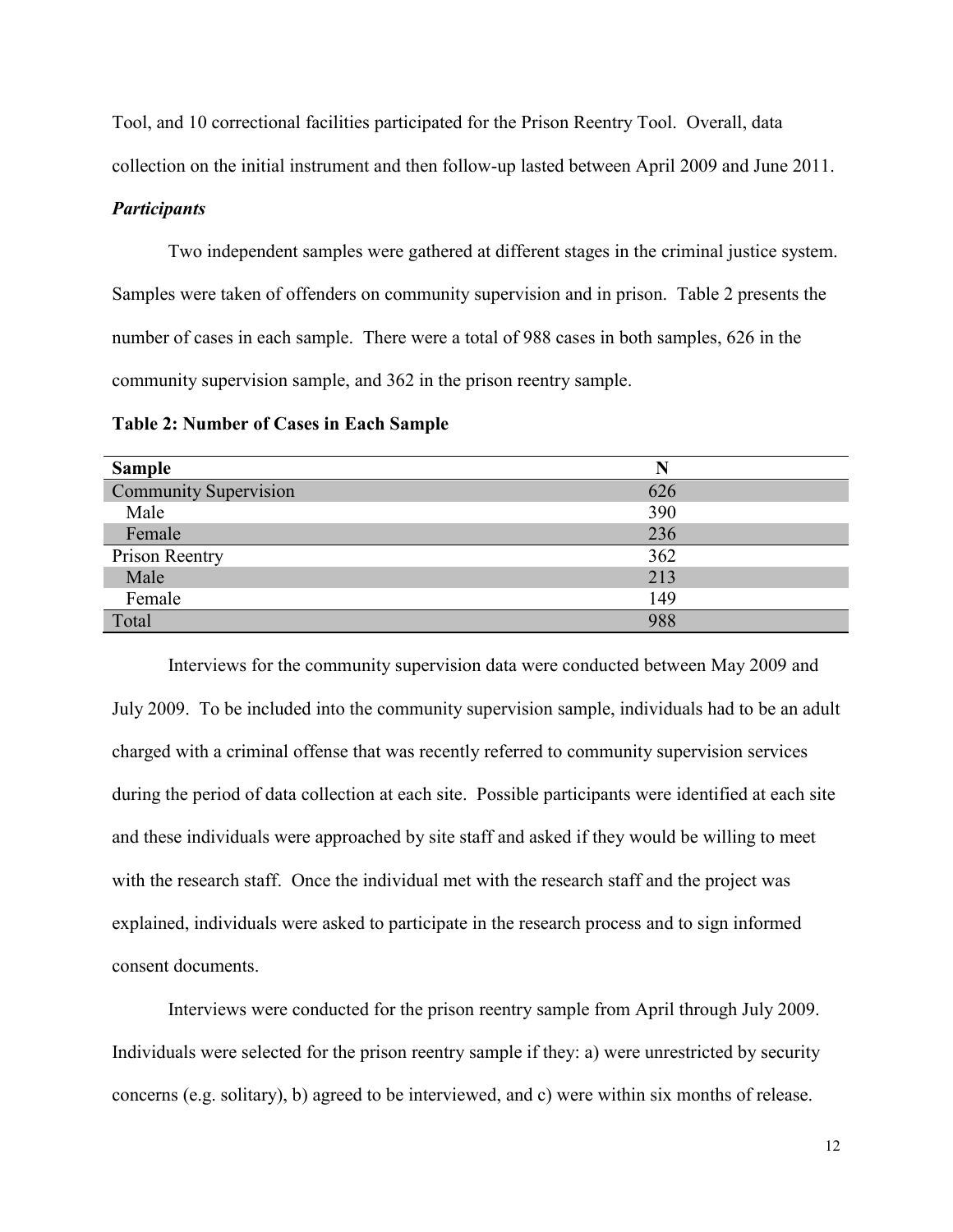Tool, and 10 correctional facilities participated for the Prison Reentry Tool. Overall, data collection on the initial instrument and then follow-up lasted between April 2009 and June 2011.

### ***Participants***

Two independent samples were gathered at different stages in the criminal justice system. Samples were taken of offenders on community supervision and in prison. Table 2 presents the number of cases in each sample. There were a total of 988 cases in both samples, 626 in the community supervision sample, and 362 in the prison reentry sample.

**Table 2: Number of Cases in Each Sample**

| Sample | N |
|---|---|
| Community Supervision | 626 |
| Male | 390 |
| Female | 236 |
| Prison Reentry | 362 |
| Male | 213 |
| Female | 149 |
| Total | 988 |

Interviews for the community supervision data were conducted between May 2009 and July 2009. To be included into the community supervision sample, individuals had to be an adult charged with a criminal offense that was recently referred to community supervision services during the period of data collection at each site. Possible participants were identified at each site and these individuals were approached by site staff and asked if they would be willing to meet with the research staff. Once the individual met with the research staff and the project was explained, individuals were asked to participate in the research process and to sign informed consent documents.

Interviews were conducted for the prison reentry sample from April through July 2009. Individuals were selected for the prison reentry sample if they: a) were unrestricted by security concerns (e.g. solitary), b) agreed to be interviewed, and c) were within six months of release.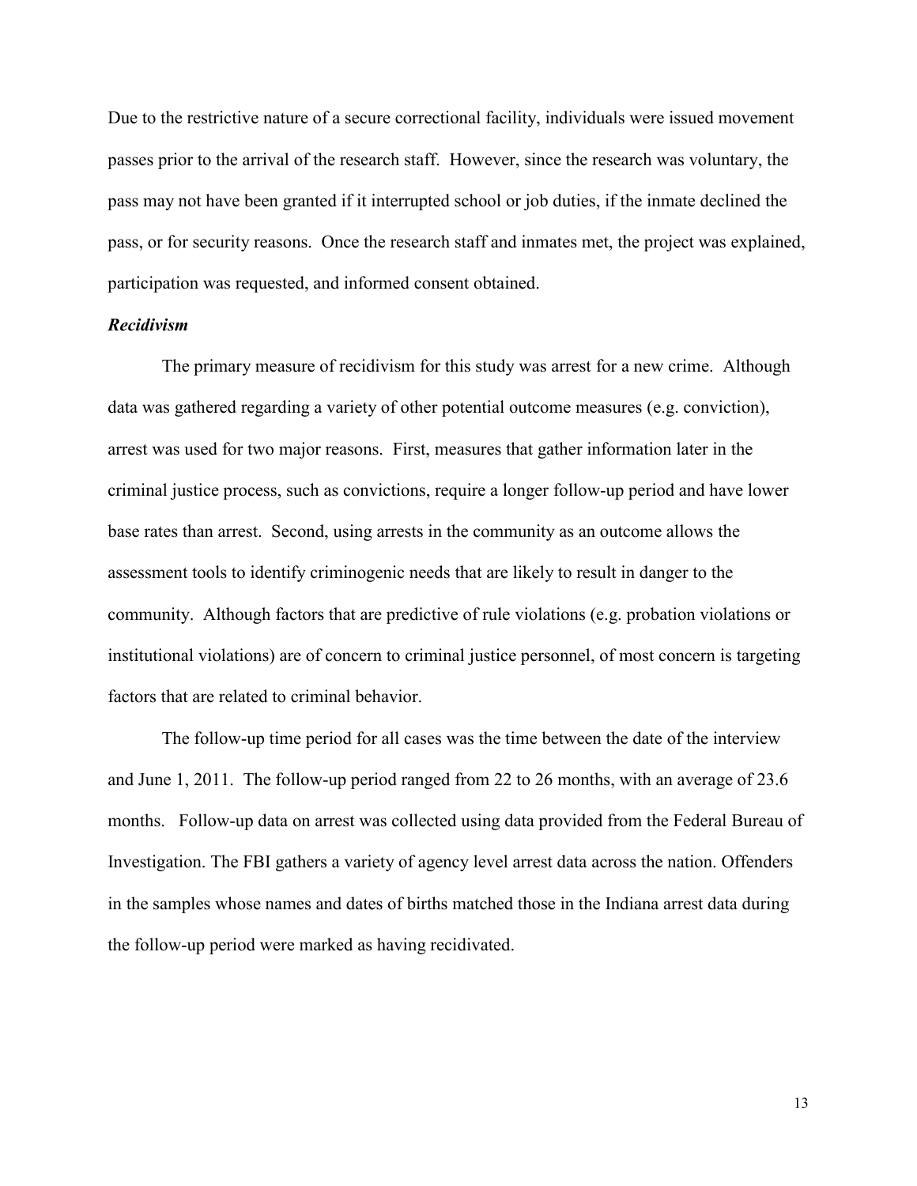Due to the restrictive nature of a secure correctional facility, individuals were issued movement passes prior to the arrival of the research staff. However, since the research was voluntary, the pass may not have been granted if it interrupted school or job duties, if the inmate declined the pass, or for security reasons. Once the research staff and inmates met, the project was explained, participation was requested, and informed consent obtained.

### *Recidivism*

The primary measure of recidivism for this study was arrest for a new crime. Although data was gathered regarding a variety of other potential outcome measures (e.g. conviction), arrest was used for two major reasons. First, measures that gather information later in the criminal justice process, such as convictions, require a longer follow-up period and have lower base rates than arrest. Second, using arrests in the community as an outcome allows the assessment tools to identify criminogenic needs that are likely to result in danger to the community. Although factors that are predictive of rule violations (e.g. probation violations or institutional violations) are of concern to criminal justice personnel, of most concern is targeting factors that are related to criminal behavior.

The follow-up time period for all cases was the time between the date of the interview and June 1, 2011. The follow-up period ranged from 22 to 26 months, with an average of 23.6 months. Follow-up data on arrest was collected using data provided from the Federal Bureau of Investigation. The FBI gathers a variety of agency level arrest data across the nation. Offenders in the samples whose names and dates of births matched those in the Indiana arrest data during the follow-up period were marked as having recidivated.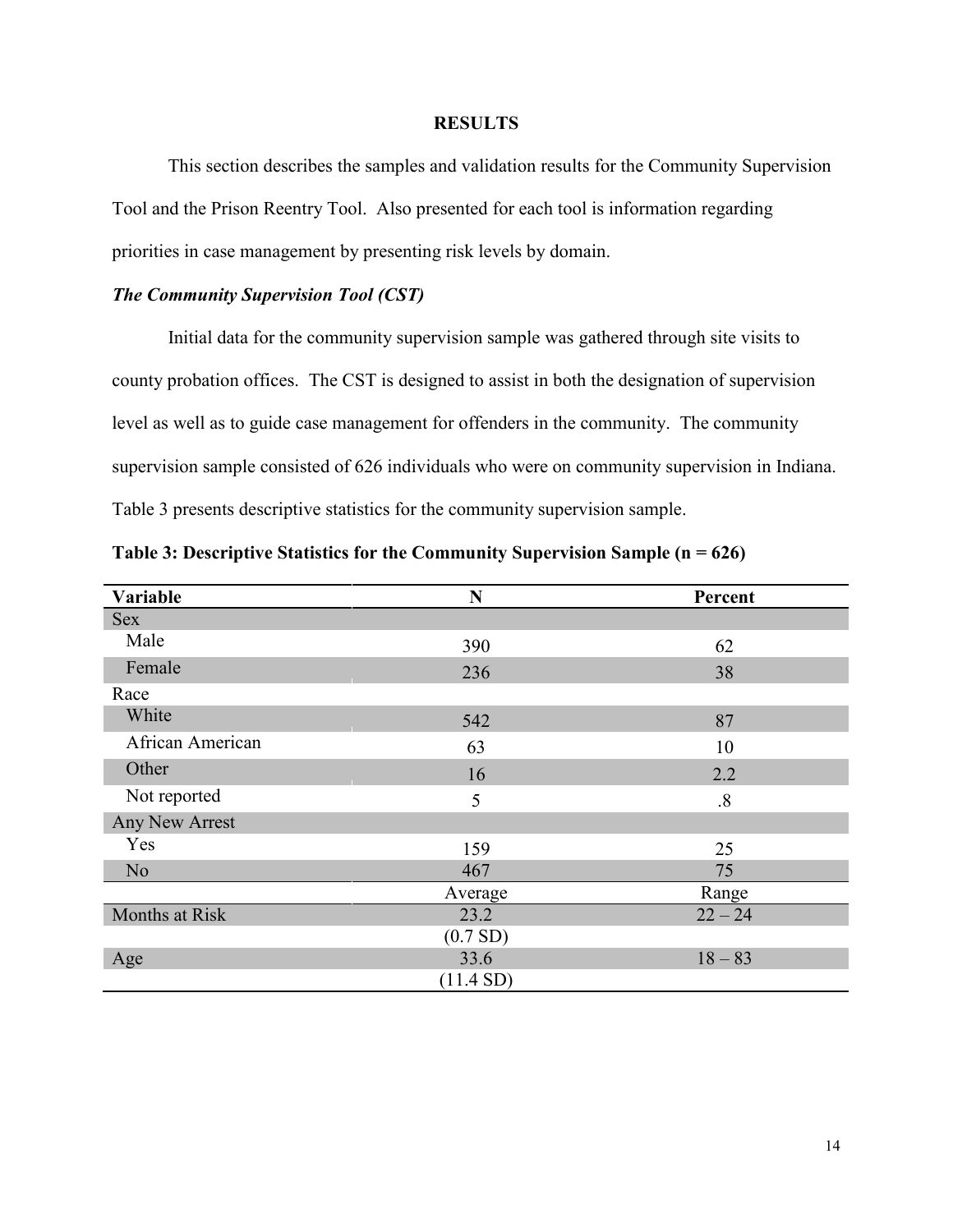# RESULTS

This section describes the samples and validation results for the Community Supervision Tool and the Prison Reentry Tool. Also presented for each tool is information regarding priorities in case management by presenting risk levels by domain.

### *The Community Supervision Tool (CST)*

Initial data for the community supervision sample was gathered through site visits to county probation offices. The CST is designed to assist in both the designation of supervision level as well as to guide case management for offenders in the community. The community supervision sample consisted of 626 individuals who were on community supervision in Indiana. Table 3 presents descriptive statistics for the community supervision sample.

**Table 3: Descriptive Statistics for the Community Supervision Sample (n = 626)**

| Variable | N | Percent |
|---|---|---|
| Sex | | |
| Male | 390 | 62 |
| Female | 236 | 38 |
| Race | | |
| White | 542 | 87 |
| African American | 63 | 10 |
| Other | 16 | 2.2 |
| Not reported | 5 | .8 |
| Any New Arrest | | |
| Yes | 159 | 25 |
| No | 467 | 75 |
| | Average | Range |
| Months at Risk | 23.2 (0.7 SD) | 22 – 24 |
| Age | 33.6 (11.4 SD) | 18 – 83 |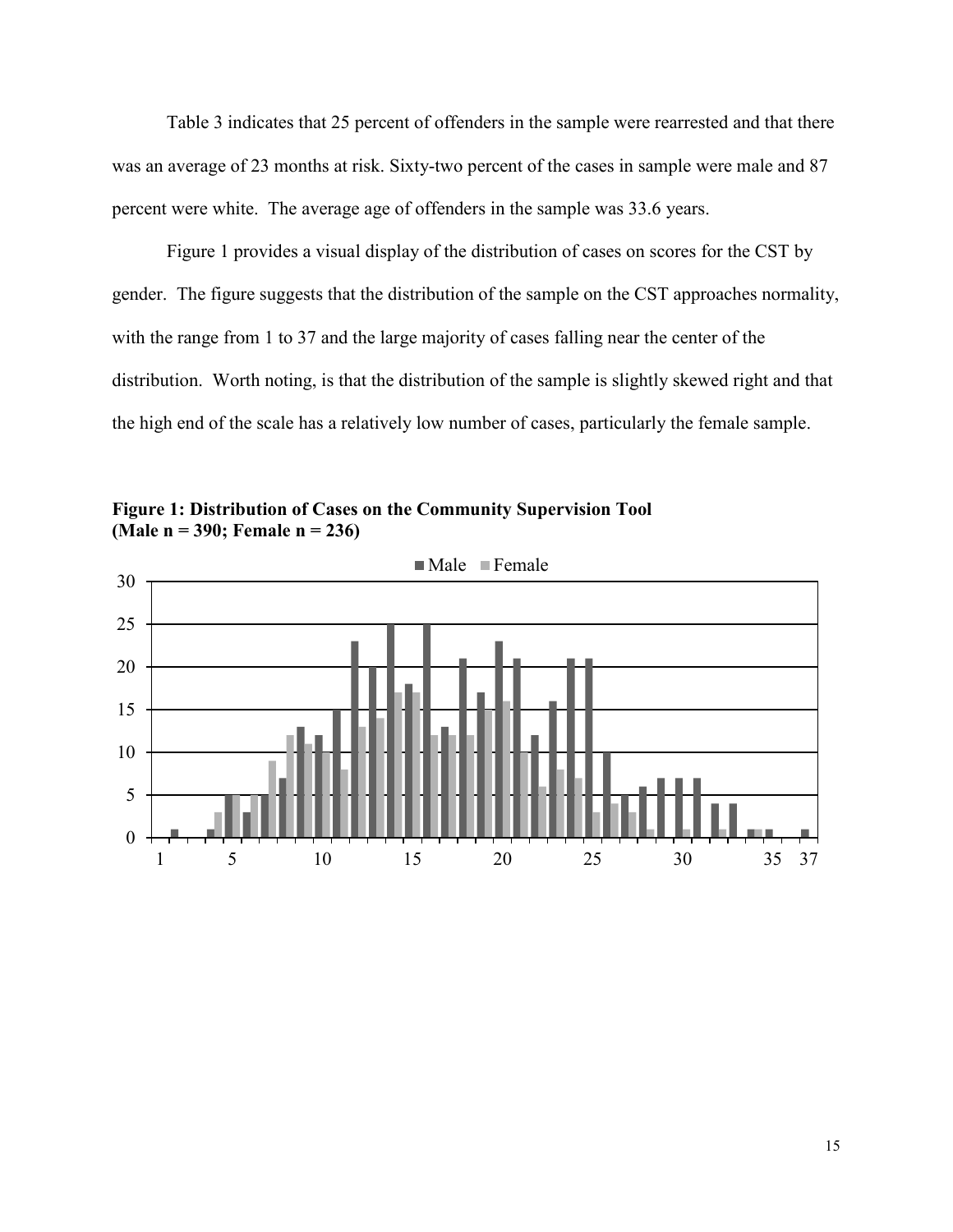Table 3 indicates that 25 percent of offenders in the sample were rearrested and that there was an average of 23 months at risk. Sixty-two percent of the cases in sample were male and 87 percent were white. The average age of offenders in the sample was 33.6 years.

Figure 1 provides a visual display of the distribution of cases on scores for the CST by gender. The figure suggests that the distribution of the sample on the CST approaches normality, with the range from 1 to 37 and the large majority of cases falling near the center of the distribution. Worth noting, is that the distribution of the sample is slightly skewed right and that the high end of the scale has a relatively low number of cases, particularly the female sample.

**Figure 1: Distribution of Cases on the Community Supervision Tool (Male n = 390; Female n = 236)**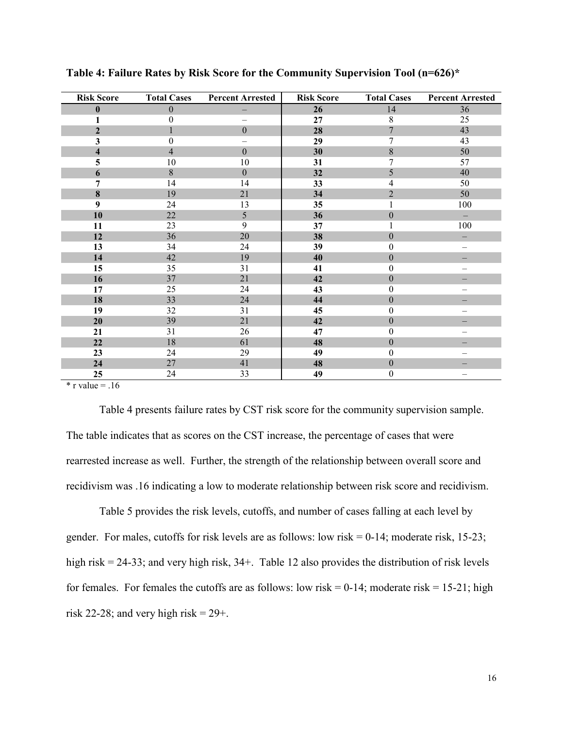**Table 4: Failure Rates by Risk Score for the Community Supervision Tool (n=626)***

| Risk Score | Total Cases | Percent Arrested | Risk Score | Total Cases | Percent Arrested |
|---|---|---|---|---|---|
| **0** | 0 | – | **26** | 14 | 36 |
| **1** | 0 | – | **27** | 8 | 25 |
| **2** | 1 | 0 | **28** | 7 | 43 |
| **3** | 0 | – | **29** | 7 | 43 |
| **4** | 4 | 0 | **30** | 8 | 50 |
| **5** | 10 | 10 | **31** | 7 | 57 |
| **6** | 8 | 0 | **32** | 5 | 40 |
| **7** | 14 | 14 | **33** | 4 | 50 |
| **8** | 19 | 21 | **34** | 2 | 50 |
| **9** | 24 | 13 | **35** | 1 | 100 |
| **10** | 22 | 5 | **36** | 0 | – |
| **11** | 23 | 9 | **37** | 1 | 100 |
| **12** | 36 | 20 | **38** | 0 | – |
| **13** | 34 | 24 | **39** | 0 | – |
| **14** | 42 | 19 | **40** | 0 | – |
| **15** | 35 | 31 | **41** | 0 | – |
| **16** | 37 | 21 | **42** | 0 | – |
| **17** | 25 | 24 | **43** | 0 | – |
| **18** | 33 | 24 | **44** | 0 | – |
| **19** | 32 | 31 | **45** | 0 | – |
| **20** | 39 | 21 | **42** | 0 | – |
| **21** | 31 | 26 | **47** | 0 | – |
| **22** | 18 | 61 | **48** | 0 | – |
| **23** | 24 | 29 | **49** | 0 | – |
| **24** | 27 | 41 | **48** | 0 | – |
| **25** | 24 | 33 | **49** | 0 | – |

* r value = .16

Table 4 presents failure rates by CST risk score for the community supervision sample. The table indicates that as scores on the CST increase, the percentage of cases that were rearrested increase as well. Further, the strength of the relationship between overall score and recidivism was .16 indicating a low to moderate relationship between risk score and recidivism.

Table 5 provides the risk levels, cutoffs, and number of cases falling at each level by gender. For males, cutoffs for risk levels are as follows: low risk = 0-14; moderate risk, 15-23; high risk = 24-33; and very high risk, 34+. Table 12 also provides the distribution of risk levels for females. For females the cutoffs are as follows: low risk = 0-14; moderate risk = 15-21; high risk 22-28; and very high risk = 29+.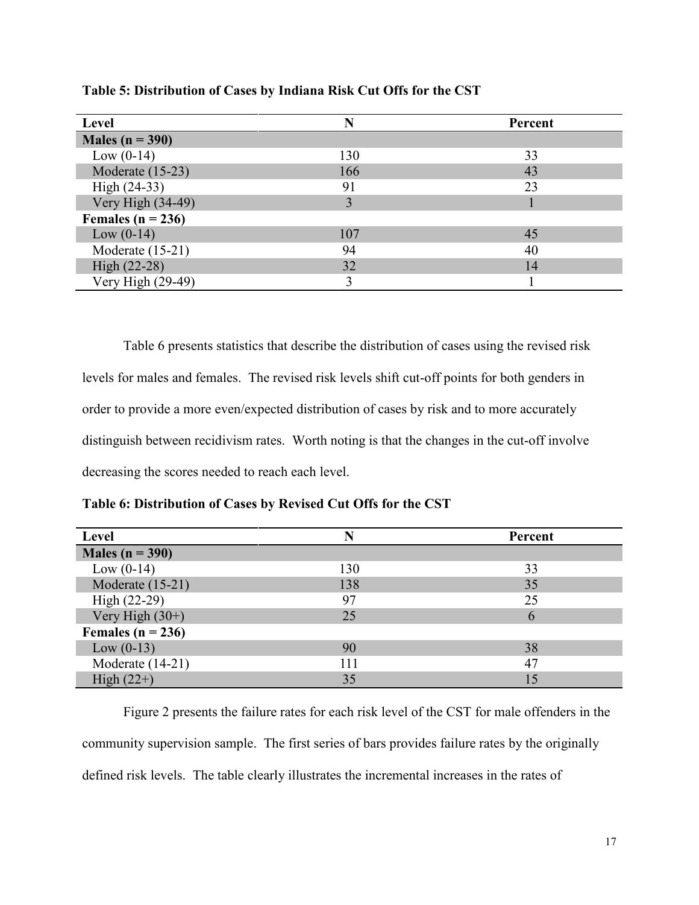**Table 5: Distribution of Cases by Indiana Risk Cut Offs for the CST**

| Level | N | Percent |
|---|---|---|
| **Males (n = 390)** | | |
| Low (0-14) | 130 | 33 |
| Moderate (15-23) | 166 | 43 |
| High (24-33) | 91 | 23 |
| Very High (34-49) | 3 | 1 |
| **Females (n = 236)** | | |
| Low (0-14) | 107 | 45 |
| Moderate (15-21) | 94 | 40 |
| High (22-28) | 32 | 14 |
| Very High (29-49) | 3 | 1 |

Table 6 presents statistics that describe the distribution of cases using the revised risk levels for males and females. The revised risk levels shift cut-off points for both genders in order to provide a more even/expected distribution of cases by risk and to more accurately distinguish between recidivism rates. Worth noting is that the changes in the cut-off involve decreasing the scores needed to reach each level.

**Table 6: Distribution of Cases by Revised Cut Offs for the CST**

| Level | N | Percent |
|---|---|---|
| **Males (n = 390)** | | |
| Low (0-14) | 130 | 33 |
| Moderate (15-21) | 138 | 35 |
| High (22-29) | 97 | 25 |
| Very High (30+) | 25 | 6 |
| **Females (n = 236)** | | |
| Low (0-13) | 90 | 38 |
| Moderate (14-21) | 111 | 47 |
| High (22+) | 35 | 15 |

Figure 2 presents the failure rates for each risk level of the CST for male offenders in the community supervision sample. The first series of bars provides failure rates by the originally defined risk levels. The table clearly illustrates the incremental increases in the rates of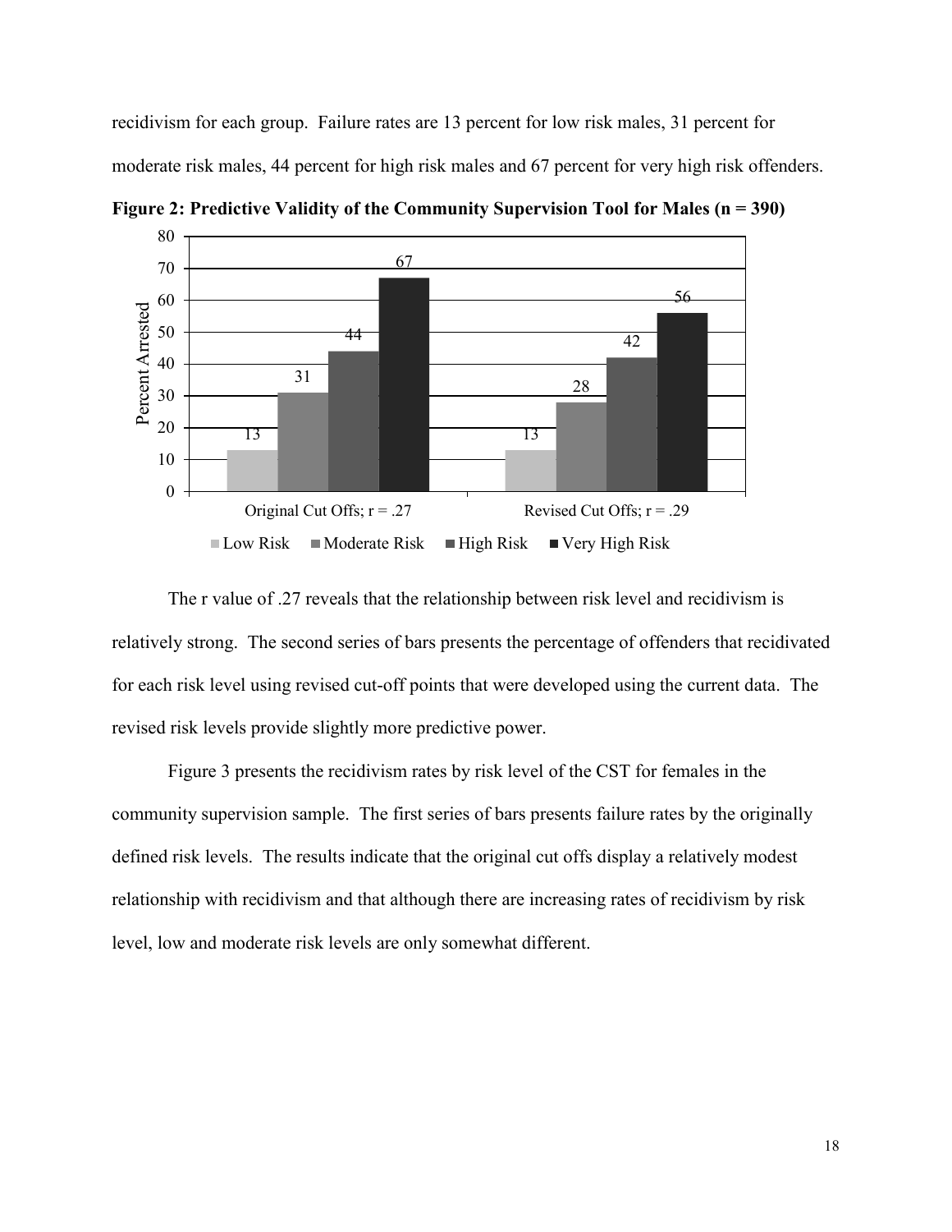recidivism for each group. Failure rates are 13 percent for low risk males, 31 percent for moderate risk males, 44 percent for high risk males and 67 percent for very high risk offenders.

**Figure 2: Predictive Validity of the Community Supervision Tool for Males (n = 390)**

| Percent Arrested | Low Risk | Moderate Risk | High Risk | Very High Risk |
|---|---|---|---|---|
| Original Cut Offs; r = .27 | 13 | 31 | 44 | 67 |
| Revised Cut Offs; r = .29 | 13 | 28 | 42 | 56 |

The r value of .27 reveals that the relationship between risk level and recidivism is relatively strong. The second series of bars presents the percentage of offenders that recidivated for each risk level using revised cut-off points that were developed using the current data. The revised risk levels provide slightly more predictive power.

Figure 3 presents the recidivism rates by risk level of the CST for females in the community supervision sample. The first series of bars presents failure rates by the originally defined risk levels. The results indicate that the original cut offs display a relatively modest relationship with recidivism and that although there are increasing rates of recidivism by risk level, low and moderate risk levels are only somewhat different.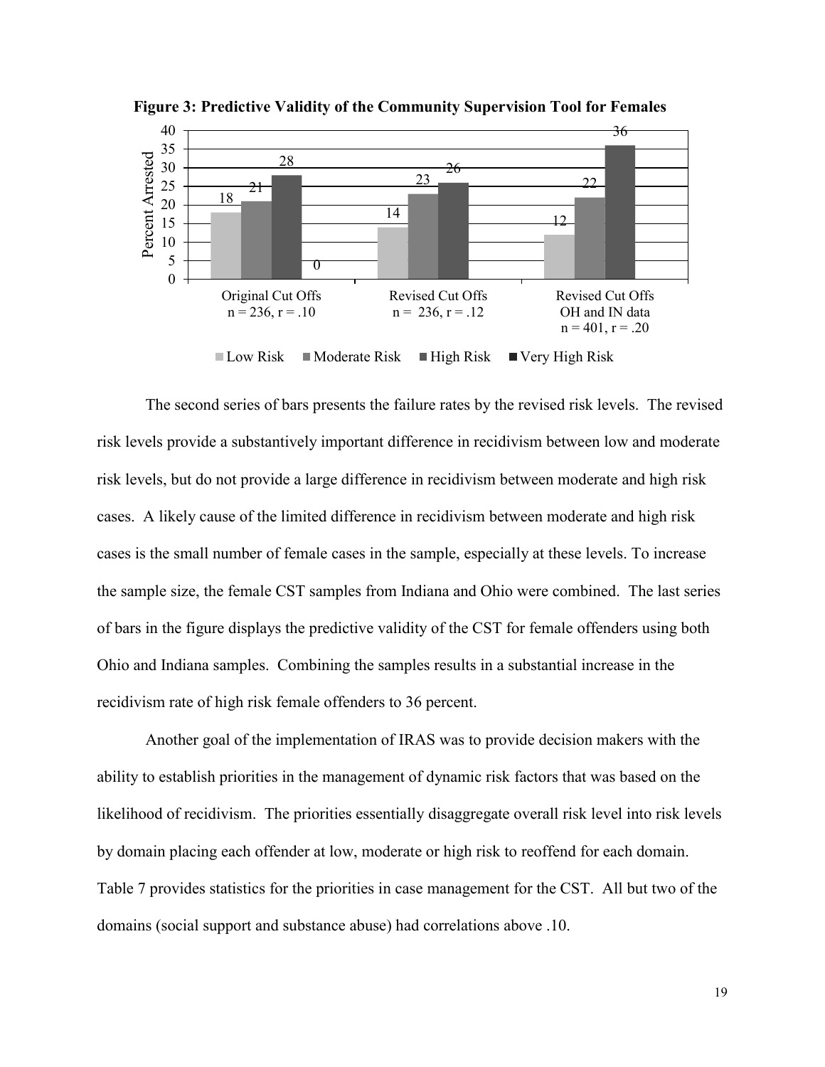**Figure 3: Predictive Validity of the Community Supervision Tool for Females**

| Percent Arrested | Low Risk | Moderate Risk | High Risk | Very High Risk |
|---|---|---|---|---|
| Original Cut Offs n = 236, r = .10 | 18 | 21 | 28 | 0 |
| Revised Cut Offs n = 236, r = .12 | 14 | 23 | 26 | |
| Revised Cut Offs OH and IN data n = 401, r = .20 | 12 | 22 | 36 | |

The second series of bars presents the failure rates by the revised risk levels. The revised risk levels provide a substantively important difference in recidivism between low and moderate risk levels, but do not provide a large difference in recidivism between moderate and high risk cases. A likely cause of the limited difference in recidivism between moderate and high risk cases is the small number of female cases in the sample, especially at these levels. To increase the sample size, the female CST samples from Indiana and Ohio were combined. The last series of bars in the figure displays the predictive validity of the CST for female offenders using both Ohio and Indiana samples. Combining the samples results in a substantial increase in the recidivism rate of high risk female offenders to 36 percent.

Another goal of the implementation of IRAS was to provide decision makers with the ability to establish priorities in the management of dynamic risk factors that was based on the likelihood of recidivism. The priorities essentially disaggregate overall risk level into risk levels by domain placing each offender at low, moderate or high risk to reoffend for each domain. Table 7 provides statistics for the priorities in case management for the CST. All but two of the domains (social support and substance abuse) had correlations above .10.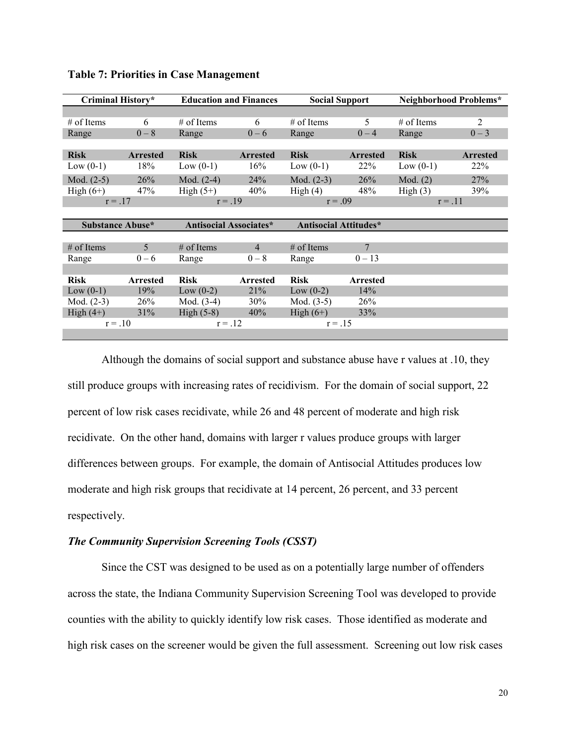**Table 7: Priorities in Case Management**

| Criminal History* | | Education and Finances | | Social Support | | Neighborhood Problems* | |
|---|---|---|---|---|---|---|---|
| # of Items | 6 | # of Items | 6 | # of Items | 5 | # of Items | 2 |
| Range | 0 – 8 | Range | 0 – 6 | Range | 0 – 4 | Range | 0 – 3 |
| **Risk** | **Arrested** | **Risk** | **Arrested** | **Risk** | **Arrested** | **Risk** | **Arrested** |
| Low (0-1) | 18% | Low (0-1) | 16% | Low (0-1) | 22% | Low (0-1) | 22% |
| Mod. (2-5) | 26% | Mod. (2-4) | 24% | Mod. (2-3) | 26% | Mod. (2) | 27% |
| High (6+) | 47% | High (5+) | 40% | High (4) | 48% | High (3) | 39% |
| r = .17 | | r = .19 | | r = .09 | | r = .11 | |

| Substance Abuse* | | Antisocial Associates* | | Antisocial Attitudes* | |
|---|---|---|---|---|---|
| # of Items | 5 | # of Items | 4 | # of Items | 7 |
| Range | 0 – 6 | Range | 0 – 8 | Range | 0 – 13 |
| **Risk** | **Arrested** | **Risk** | **Arrested** | **Risk** | **Arrested** |
| Low (0-1) | 19% | Low (0-2) | 21% | Low (0-2) | 14% |
| Mod. (2-3) | 26% | Mod. (3-4) | 30% | Mod. (3-5) | 26% |
| High (4+) | 31% | High (5-8) | 40% | High (6+) | 33% |
| r = .10 | | r = .12 | | r = .15 | |

Although the domains of social support and substance abuse have r values at .10, they still produce groups with increasing rates of recidivism. For the domain of social support, 22 percent of low risk cases recidivate, while 26 and 48 percent of moderate and high risk recidivate. On the other hand, domains with larger r values produce groups with larger differences between groups. For example, the domain of Antisocial Attitudes produces low moderate and high risk groups that recidivate at 14 percent, 26 percent, and 33 percent respectively.

### *The Community Supervision Screening Tools (CSST)*

Since the CST was designed to be used as on a potentially large number of offenders across the state, the Indiana Community Supervision Screening Tool was developed to provide counties with the ability to quickly identify low risk cases. Those identified as moderate and high risk cases on the screener would be given the full assessment. Screening out low risk cases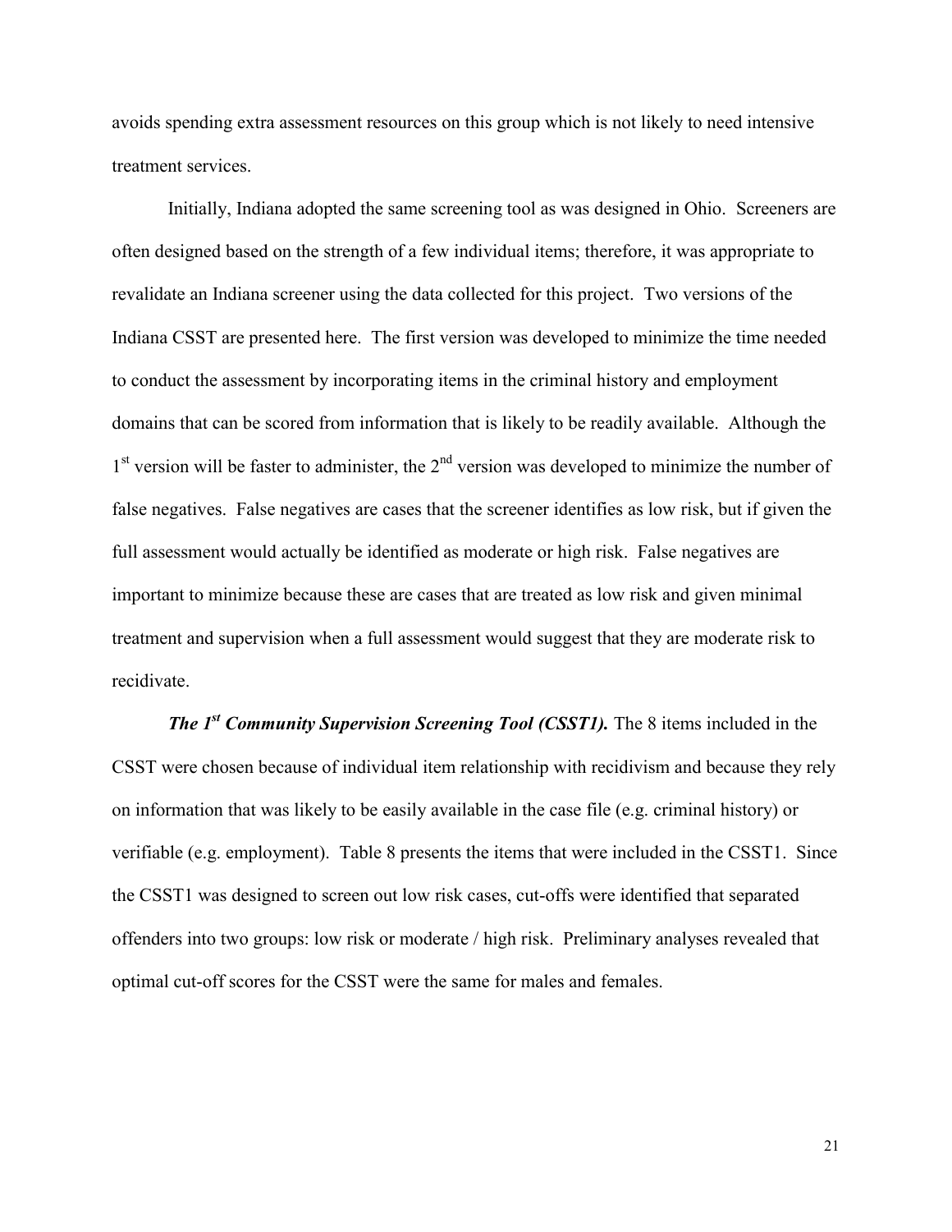avoids spending extra assessment resources on this group which is not likely to need intensive treatment services.

Initially, Indiana adopted the same screening tool as was designed in Ohio. Screeners are often designed based on the strength of a few individual items; therefore, it was appropriate to revalidate an Indiana screener using the data collected for this project. Two versions of the Indiana CSST are presented here. The first version was developed to minimize the time needed to conduct the assessment by incorporating items in the criminal history and employment domains that can be scored from information that is likely to be readily available. Although the 1st version will be faster to administer, the 2nd version was developed to minimize the number of false negatives. False negatives are cases that the screener identifies as low risk, but if given the full assessment would actually be identified as moderate or high risk. False negatives are important to minimize because these are cases that are treated as low risk and given minimal treatment and supervision when a full assessment would suggest that they are moderate risk to recidivate.

***The 1st Community Supervision Screening Tool (CSST1).*** The 8 items included in the CSST were chosen because of individual item relationship with recidivism and because they rely on information that was likely to be easily available in the case file (e.g. criminal history) or verifiable (e.g. employment). Table 8 presents the items that were included in the CSST1. Since the CSST1 was designed to screen out low risk cases, cut-offs were identified that separated offenders into two groups: low risk or moderate / high risk. Preliminary analyses revealed that optimal cut-off scores for the CSST were the same for males and females.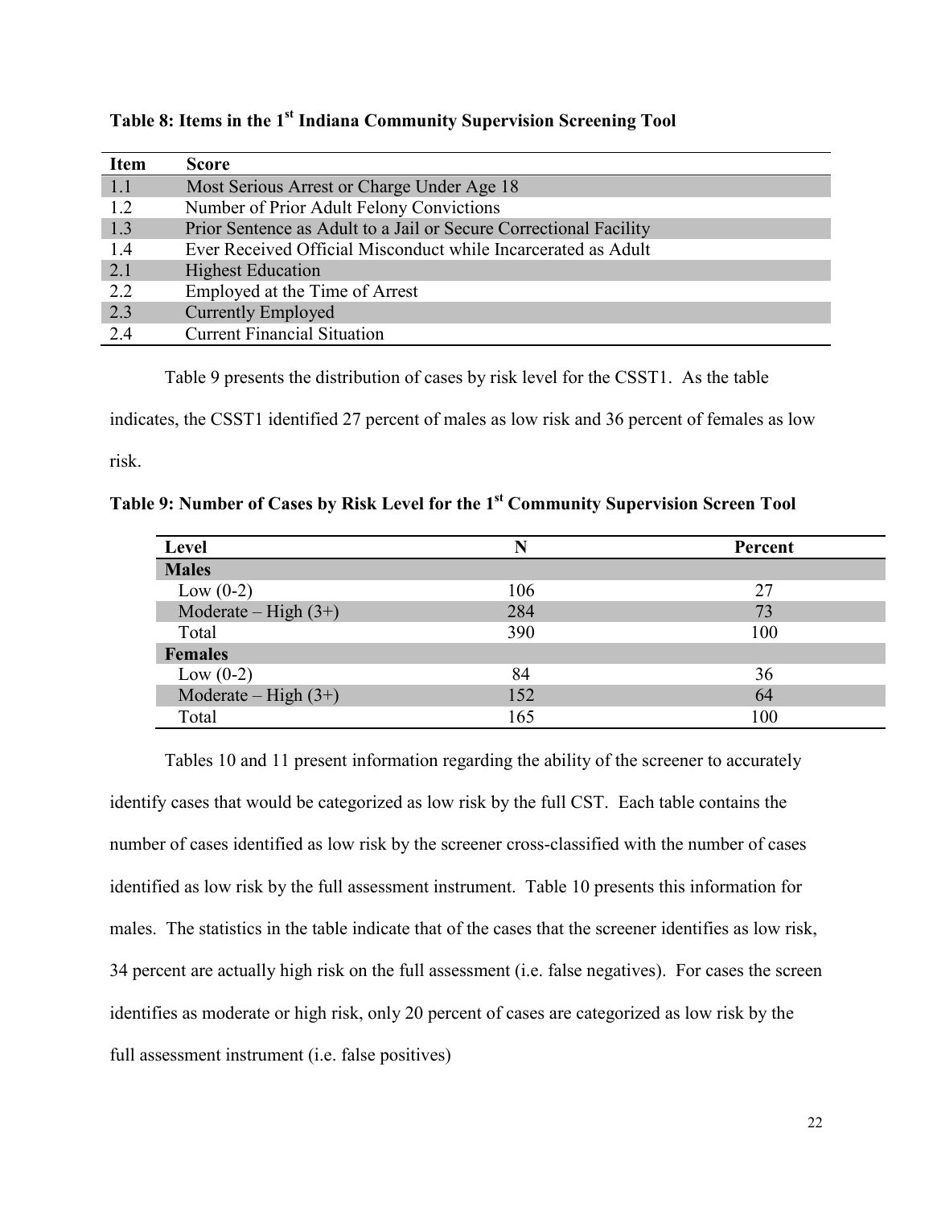**Table 8: Items in the 1st Indiana Community Supervision Screening Tool**

| Item | Score |
|---|---|
| 1.1 | Most Serious Arrest or Charge Under Age 18 |
| 1.2 | Number of Prior Adult Felony Convictions |
| 1.3 | Prior Sentence as Adult to a Jail or Secure Correctional Facility |
| 1.4 | Ever Received Official Misconduct while Incarcerated as Adult |
| 2.1 | Highest Education |
| 2.2 | Employed at the Time of Arrest |
| 2.3 | Currently Employed |
| 2.4 | Current Financial Situation |

Table 9 presents the distribution of cases by risk level for the CSST1. As the table indicates, the CSST1 identified 27 percent of males as low risk and 36 percent of females as low risk.

**Table 9: Number of Cases by Risk Level for the 1st Community Supervision Screen Tool**

| Level | N | Percent |
|---|---|---|
| **Males** | | |
| Low (0-2) | 106 | 27 |
| Moderate – High (3+) | 284 | 73 |
| Total | 390 | 100 |
| **Females** | | |
| Low (0-2) | 84 | 36 |
| Moderate – High (3+) | 152 | 64 |
| Total | 165 | 100 |

Tables 10 and 11 present information regarding the ability of the screener to accurately identify cases that would be categorized as low risk by the full CST. Each table contains the number of cases identified as low risk by the screener cross-classified with the number of cases identified as low risk by the full assessment instrument. Table 10 presents this information for males. The statistics in the table indicate that of the cases that the screener identifies as low risk, 34 percent are actually high risk on the full assessment (i.e. false negatives). For cases the screen identifies as moderate or high risk, only 20 percent of cases are categorized as low risk by the full assessment instrument (i.e. false positives)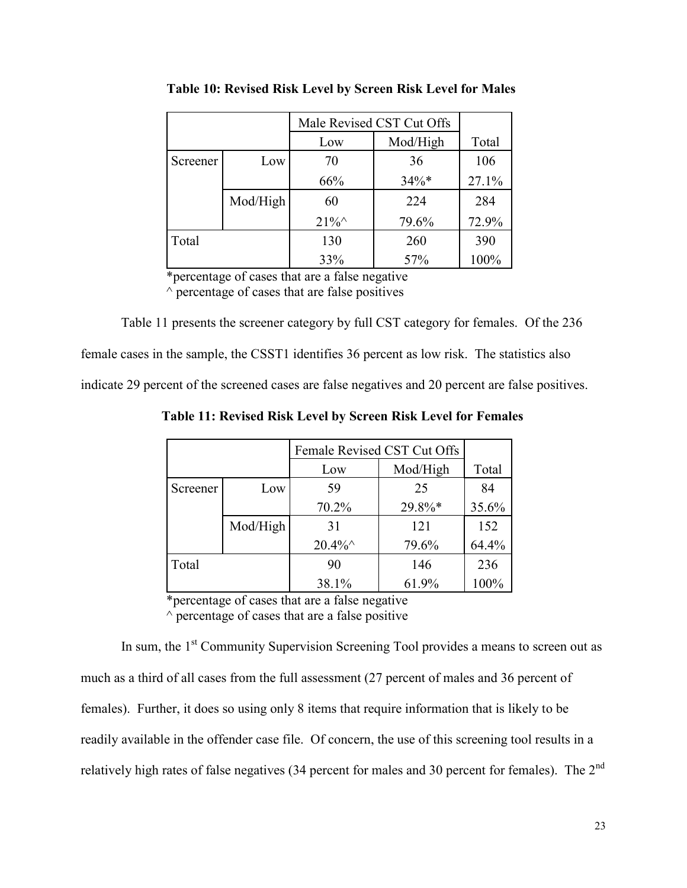**Table 10: Revised Risk Level by Screen Risk Level for Males**

| | | Male Revised CST Cut Offs | | |
|---|---|---|---|---|
| | | Low | Mod/High | Total |
| Screener | Low | 70 | 36 | 106 |
| | | 66% | 34%* | 27.1% |
| | Mod/High | 60 | 224 | 284 |
| | | 21%^ | 79.6% | 72.9% |
| Total | | 130 | 260 | 390 |
| | | 33% | 57% | 100% |

*percentage of cases that are a false negative
^ percentage of cases that are false positives

Table 11 presents the screener category by full CST category for females. Of the 236 female cases in the sample, the CSST1 identifies 36 percent as low risk. The statistics also indicate 29 percent of the screened cases are false negatives and 20 percent are false positives.

**Table 11: Revised Risk Level by Screen Risk Level for Females**

| | | Female Revised CST Cut Offs | | |
|---|---|---|---|---|
| | | Low | Mod/High | Total |
| Screener | Low | 59 | 25 | 84 |
| | | 70.2% | 29.8%* | 35.6% |
| | Mod/High | 31 | 121 | 152 |
| | | 20.4%^ | 79.6% | 64.4% |
| Total | | 90 | 146 | 236 |
| | | 38.1% | 61.9% | 100% |

*percentage of cases that are a false negative
^ percentage of cases that are a false positive

In sum, the 1st Community Supervision Screening Tool provides a means to screen out as much as a third of all cases from the full assessment (27 percent of males and 36 percent of females). Further, it does so using only 8 items that require information that is likely to be readily available in the offender case file. Of concern, the use of this screening tool results in a relatively high rates of false negatives (34 percent for males and 30 percent for females). The 2nd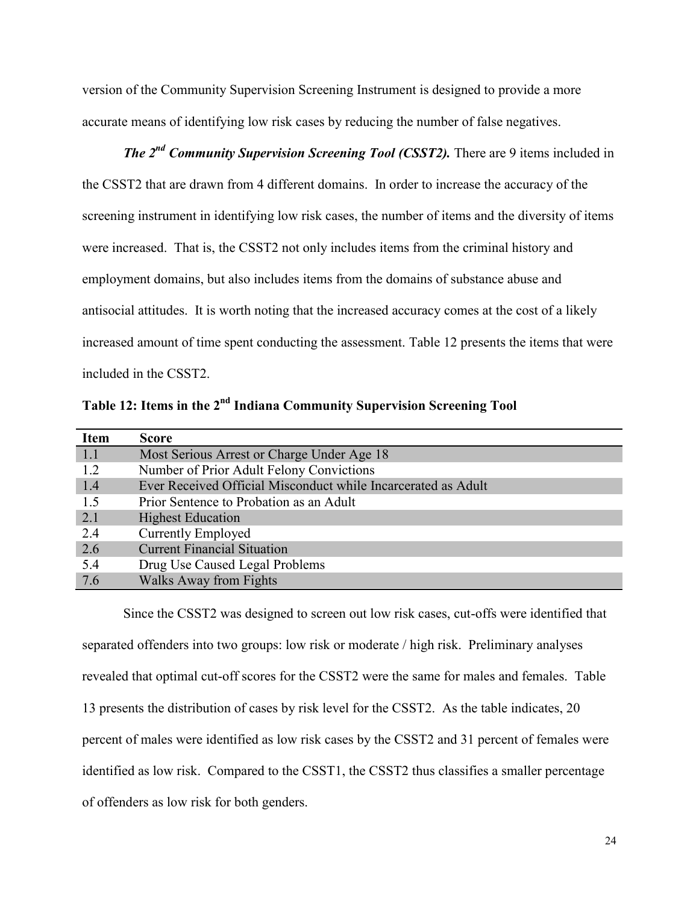version of the Community Supervision Screening Instrument is designed to provide a more accurate means of identifying low risk cases by reducing the number of false negatives.

***The 2nd Community Supervision Screening Tool (CSST2).*** There are 9 items included in the CSST2 that are drawn from 4 different domains. In order to increase the accuracy of the screening instrument in identifying low risk cases, the number of items and the diversity of items were increased. That is, the CSST2 not only includes items from the criminal history and employment domains, but also includes items from the domains of substance abuse and antisocial attitudes. It is worth noting that the increased accuracy comes at the cost of a likely increased amount of time spent conducting the assessment. Table 12 presents the items that were included in the CSST2.

**Table 12: Items in the 2nd Indiana Community Supervision Screening Tool**

| Item | Score |
|---|---|
| 1.1 | Most Serious Arrest or Charge Under Age 18 |
| 1.2 | Number of Prior Adult Felony Convictions |
| 1.4 | Ever Received Official Misconduct while Incarcerated as Adult |
| 1.5 | Prior Sentence to Probation as an Adult |
| 2.1 | Highest Education |
| 2.4 | Currently Employed |
| 2.6 | Current Financial Situation |
| 5.4 | Drug Use Caused Legal Problems |
| 7.6 | Walks Away from Fights |

Since the CSST2 was designed to screen out low risk cases, cut-offs were identified that separated offenders into two groups: low risk or moderate / high risk. Preliminary analyses revealed that optimal cut-off scores for the CSST2 were the same for males and females. Table 13 presents the distribution of cases by risk level for the CSST2. As the table indicates, 20 percent of males were identified as low risk cases by the CSST2 and 31 percent of females were identified as low risk. Compared to the CSST1, the CSST2 thus classifies a smaller percentage of offenders as low risk for both genders.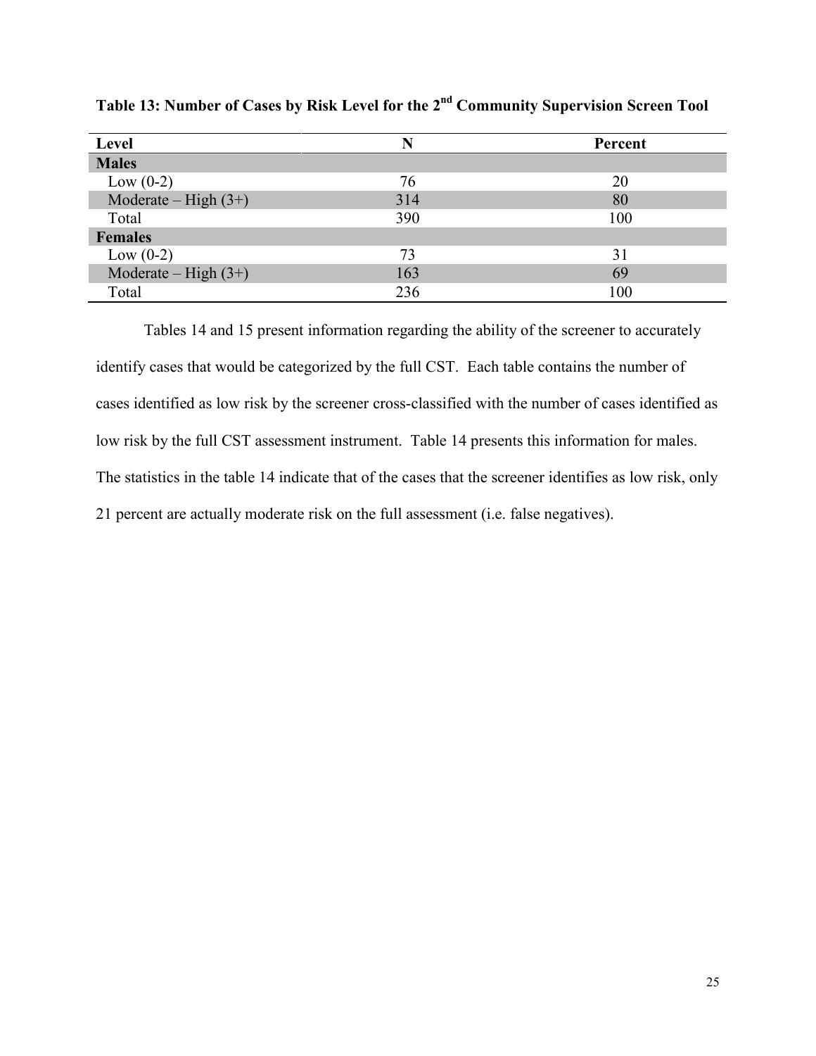**Table 13: Number of Cases by Risk Level for the 2nd Community Supervision Screen Tool**

| Level | N | Percent |
|---|---|---|
| **Males** | | |
| Low (0-2) | 76 | 20 |
| Moderate – High (3+) | 314 | 80 |
| Total | 390 | 100 |
| **Females** | | |
| Low (0-2) | 73 | 31 |
| Moderate – High (3+) | 163 | 69 |
| Total | 236 | 100 |

Tables 14 and 15 present information regarding the ability of the screener to accurately identify cases that would be categorized by the full CST. Each table contains the number of cases identified as low risk by the screener cross-classified with the number of cases identified as low risk by the full CST assessment instrument. Table 14 presents this information for males. The statistics in the table 14 indicate that of the cases that the screener identifies as low risk, only 21 percent are actually moderate risk on the full assessment (i.e. false negatives).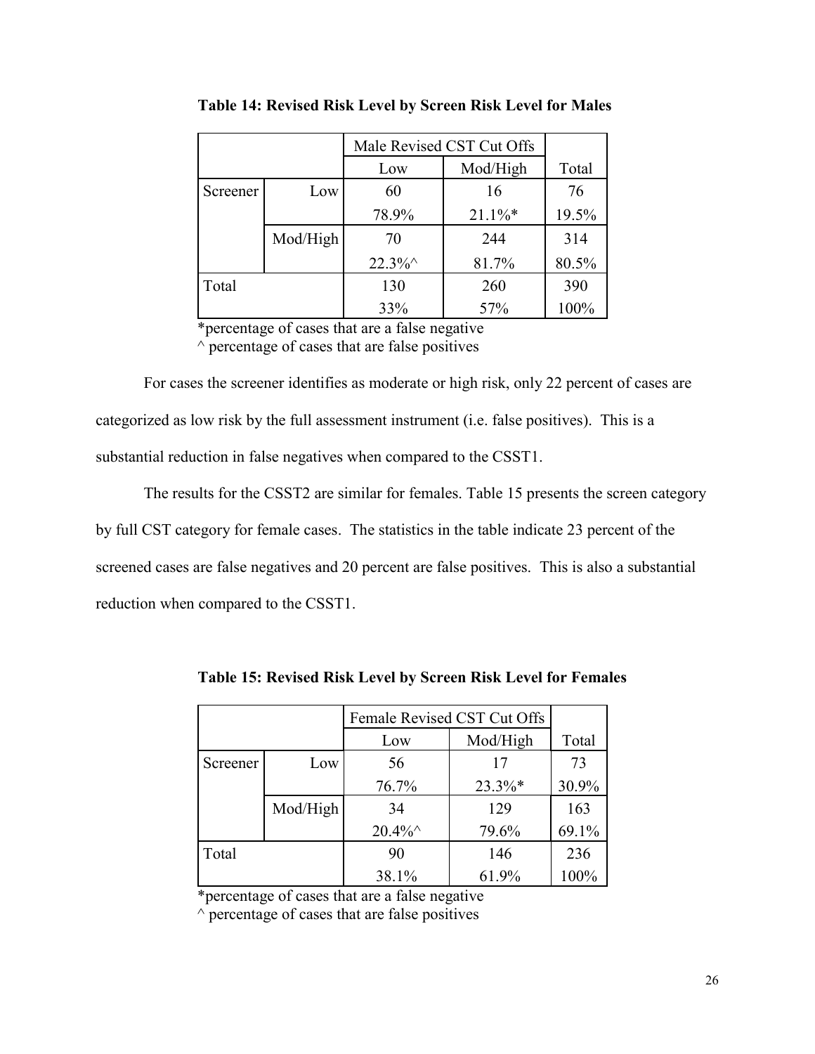**Table 14: Revised Risk Level by Screen Risk Level for Males**

| | | Male Revised CST Cut Offs | | |
|---|---|---|---|---|
| | | Low | Mod/High | Total |
| Screener | Low | 60 | 16 | 76 |
| | | 78.9% | 21.1%* | 19.5% |
| | Mod/High | 70 | 244 | 314 |
| | | 22.3%^ | 81.7% | 80.5% |
| Total | | 130 | 260 | 390 |
| | | 33% | 57% | 100% |

*percentage of cases that are a false negative
^ percentage of cases that are false positives

For cases the screener identifies as moderate or high risk, only 22 percent of cases are categorized as low risk by the full assessment instrument (i.e. false positives). This is a substantial reduction in false negatives when compared to the CSST1.

The results for the CSST2 are similar for females. Table 15 presents the screen category by full CST category for female cases. The statistics in the table indicate 23 percent of the screened cases are false negatives and 20 percent are false positives. This is also a substantial reduction when compared to the CSST1.

**Table 15: Revised Risk Level by Screen Risk Level for Females**

| | | Female Revised CST Cut Offs | | |
|---|---|---|---|---|
| | | Low | Mod/High | Total |
| Screener | Low | 56 | 17 | 73 |
| | | 76.7% | 23.3%* | 30.9% |
| | Mod/High | 34 | 129 | 163 |
| | | 20.4%^ | 79.6% | 69.1% |
| Total | | 90 | 146 | 236 |
| | | 38.1% | 61.9% | 100% |

*percentage of cases that are a false negative
^ percentage of cases that are false positives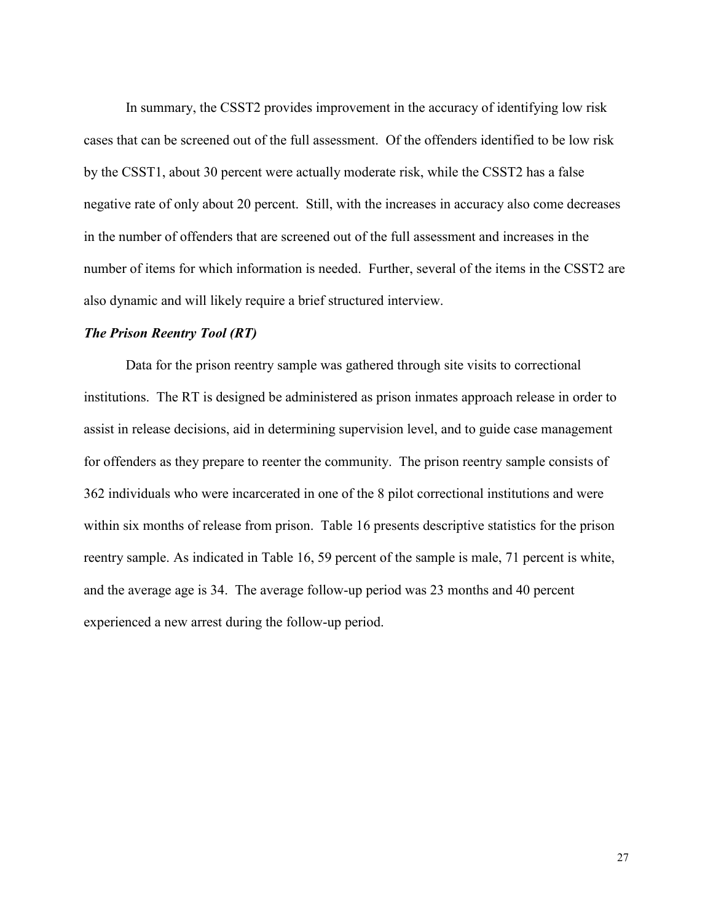In summary, the CSST2 provides improvement in the accuracy of identifying low risk cases that can be screened out of the full assessment. Of the offenders identified to be low risk by the CSST1, about 30 percent were actually moderate risk, while the CSST2 has a false negative rate of only about 20 percent. Still, with the increases in accuracy also come decreases in the number of offenders that are screened out of the full assessment and increases in the number of items for which information is needed. Further, several of the items in the CSST2 are also dynamic and will likely require a brief structured interview.

***The Prison Reentry Tool (RT)***

Data for the prison reentry sample was gathered through site visits to correctional institutions. The RT is designed be administered as prison inmates approach release in order to assist in release decisions, aid in determining supervision level, and to guide case management for offenders as they prepare to reenter the community. The prison reentry sample consists of 362 individuals who were incarcerated in one of the 8 pilot correctional institutions and were within six months of release from prison. Table 16 presents descriptive statistics for the prison reentry sample. As indicated in Table 16, 59 percent of the sample is male, 71 percent is white, and the average age is 34. The average follow-up period was 23 months and 40 percent experienced a new arrest during the follow-up period.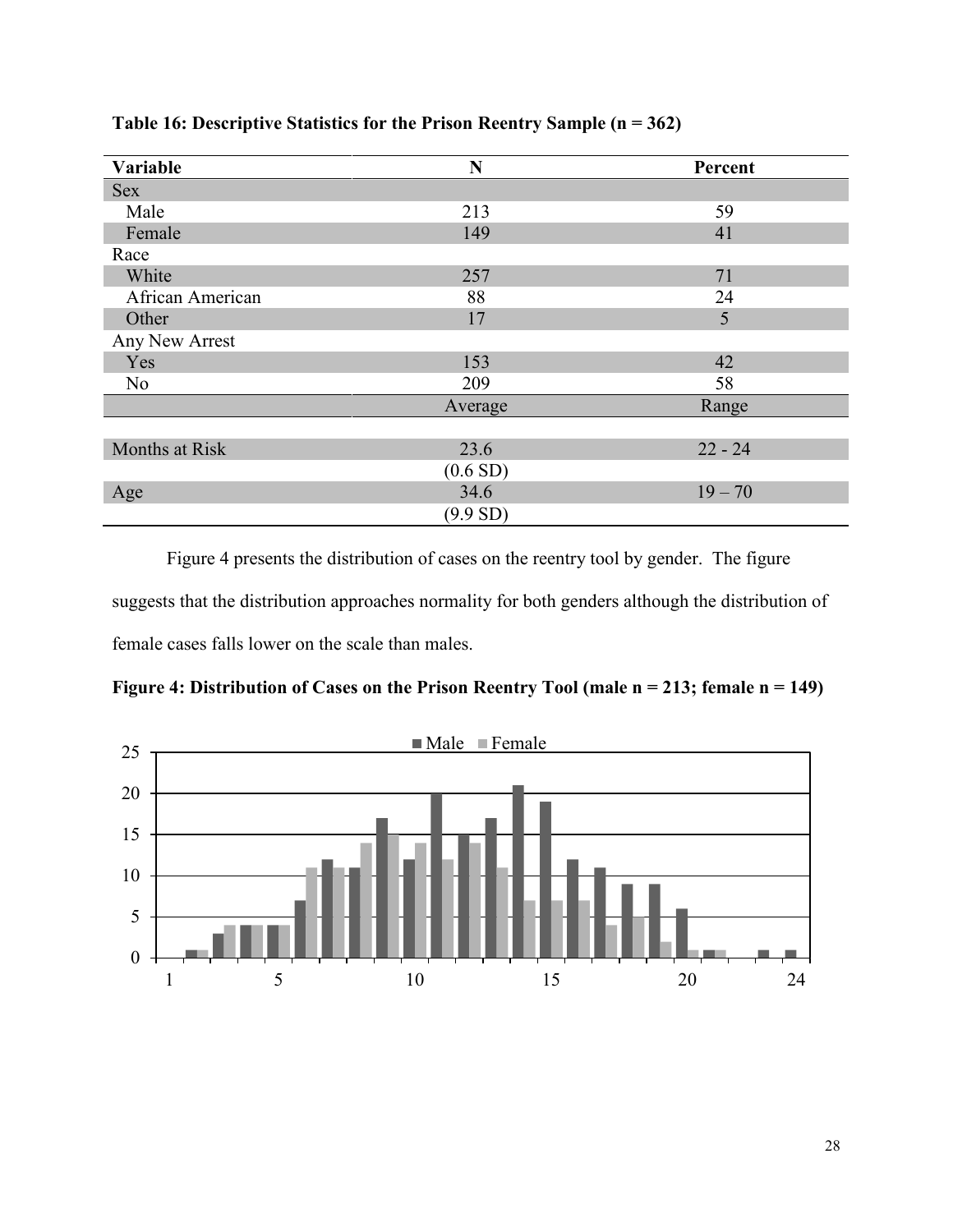**Table 16: Descriptive Statistics for the Prison Reentry Sample (n = 362)**

| Variable | N | Percent |
|---|---|---|
| Sex | | |
| Male | 213 | 59 |
| Female | 149 | 41 |
| Race | | |
| White | 257 | 71 |
| African American | 88 | 24 |
| Other | 17 | 5 |
| Any New Arrest | | |
| Yes | 153 | 42 |
| No | 209 | 58 |
| | Average | Range |
| Months at Risk | 23.6 (0.6 SD) | 22 - 24 |
| Age | 34.6 (9.9 SD) | 19 – 70 |

Figure 4 presents the distribution of cases on the reentry tool by gender. The figure suggests that the distribution approaches normality for both genders although the distribution of female cases falls lower on the scale than males.

**Figure 4: Distribution of Cases on the Prison Reentry Tool (male n = 213; female n = 149)**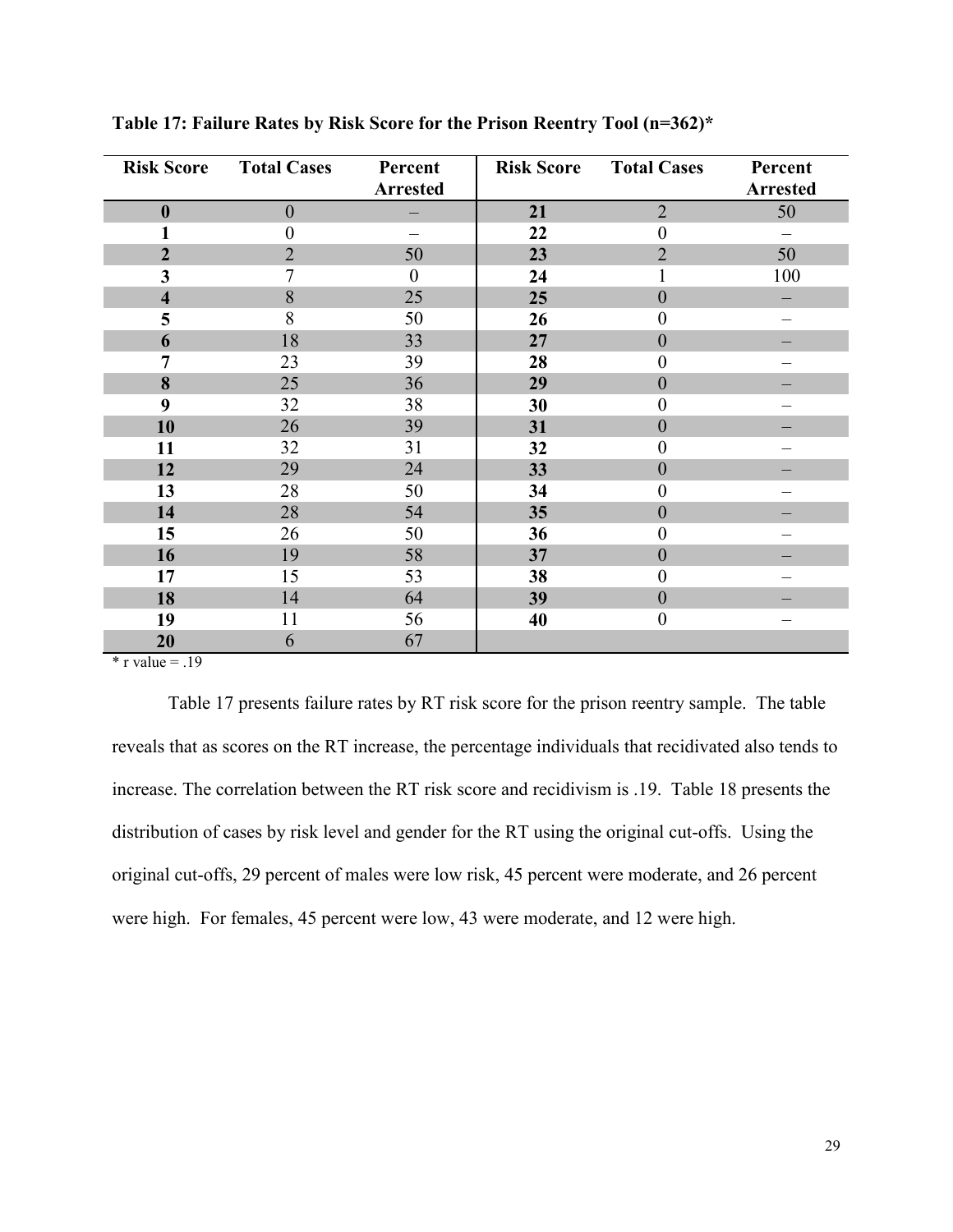**Table 17: Failure Rates by Risk Score for the Prison Reentry Tool (n=362)***

| Risk Score | Total Cases | Percent Arrested | Risk Score | Total Cases | Percent Arrested |
|---|---|---|---|---|---|
| **0** | 0 | – | **21** | 2 | 50 |
| **1** | 0 | – | **22** | 0 | – |
| **2** | 2 | 50 | **23** | 2 | 50 |
| **3** | 7 | 0 | **24** | 1 | 100 |
| **4** | 8 | 25 | **25** | 0 | – |
| **5** | 8 | 50 | **26** | 0 | – |
| **6** | 18 | 33 | **27** | 0 | – |
| **7** | 23 | 39 | **28** | 0 | – |
| **8** | 25 | 36 | **29** | 0 | – |
| **9** | 32 | 38 | **30** | 0 | – |
| **10** | 26 | 39 | **31** | 0 | – |
| **11** | 32 | 31 | **32** | 0 | – |
| **12** | 29 | 24 | **33** | 0 | – |
| **13** | 28 | 50 | **34** | 0 | – |
| **14** | 28 | 54 | **35** | 0 | – |
| **15** | 26 | 50 | **36** | 0 | – |
| **16** | 19 | 58 | **37** | 0 | – |
| **17** | 15 | 53 | **38** | 0 | – |
| **18** | 14 | 64 | **39** | 0 | – |
| **19** | 11 | 56 | **40** | 0 | – |
| **20** | 6 | 67 | | | |

* r value = .19

Table 17 presents failure rates by RT risk score for the prison reentry sample. The table reveals that as scores on the RT increase, the percentage individuals that recidivated also tends to increase. The correlation between the RT risk score and recidivism is .19. Table 18 presents the distribution of cases by risk level and gender for the RT using the original cut-offs. Using the original cut-offs, 29 percent of males were low risk, 45 percent were moderate, and 26 percent were high. For females, 45 percent were low, 43 were moderate, and 12 were high.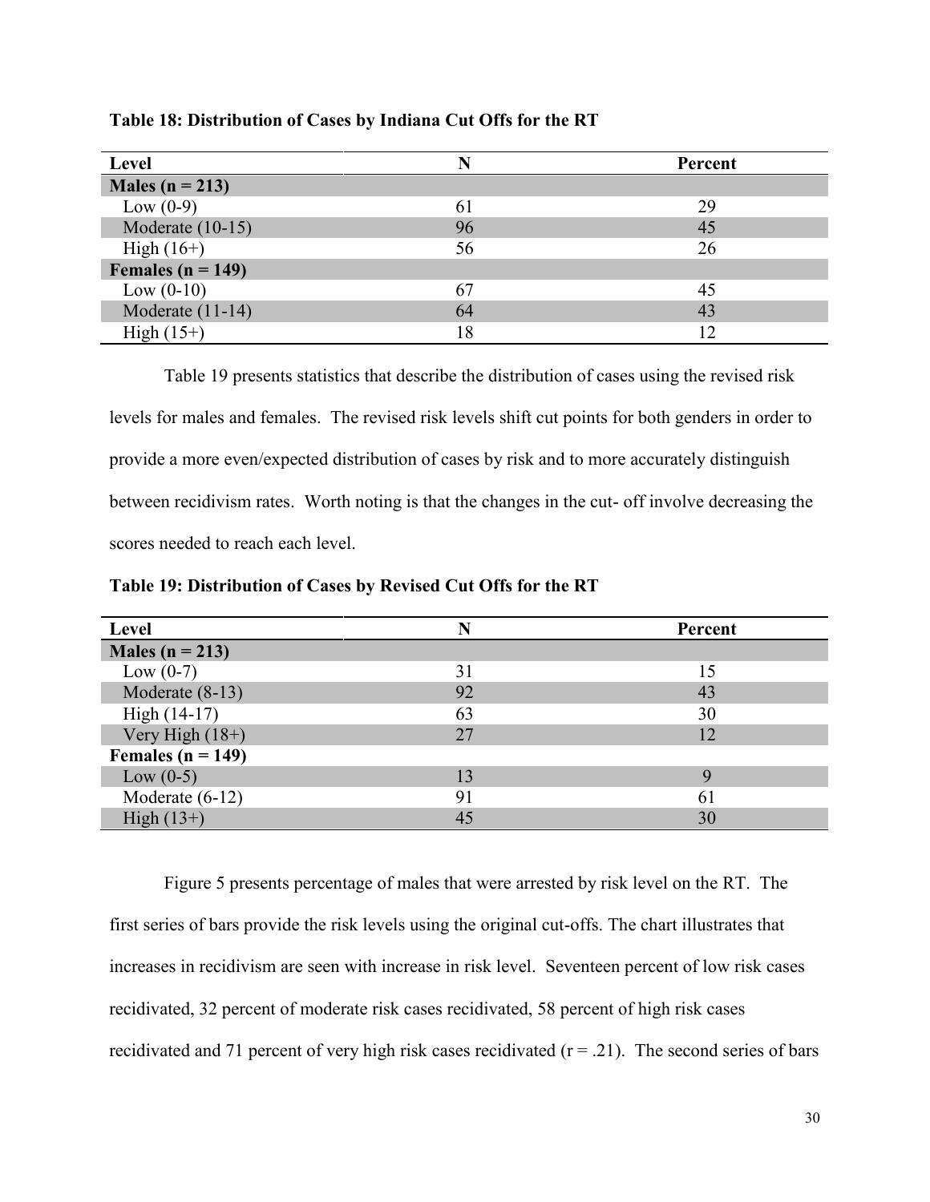**Table 18: Distribution of Cases by Indiana Cut Offs for the RT**

| Level | N | Percent |
|---|---|---|
| **Males (n = 213)** | | |
| Low (0-9) | 61 | 29 |
| Moderate (10-15) | 96 | 45 |
| High (16+) | 56 | 26 |
| **Females (n = 149)** | | |
| Low (0-10) | 67 | 45 |
| Moderate (11-14) | 64 | 43 |
| High (15+) | 18 | 12 |

Table 19 presents statistics that describe the distribution of cases using the revised risk levels for males and females. The revised risk levels shift cut points for both genders in order to provide a more even/expected distribution of cases by risk and to more accurately distinguish between recidivism rates. Worth noting is that the changes in the cut- off involve decreasing the scores needed to reach each level.

**Table 19: Distribution of Cases by Revised Cut Offs for the RT**

| Level | N | Percent |
|---|---|---|
| **Males (n = 213)** | | |
| Low (0-7) | 31 | 15 |
| Moderate (8-13) | 92 | 43 |
| High (14-17) | 63 | 30 |
| Very High (18+) | 27 | 12 |
| **Females (n = 149)** | | |
| Low (0-5) | 13 | 9 |
| Moderate (6-12) | 91 | 61 |
| High (13+) | 45 | 30 |

Figure 5 presents percentage of males that were arrested by risk level on the RT. The first series of bars provide the risk levels using the original cut-offs. The chart illustrates that increases in recidivism are seen with increase in risk level. Seventeen percent of low risk cases recidivated, 32 percent of moderate risk cases recidivated, 58 percent of high risk cases recidivated and 71 percent of very high risk cases recidivated ($r = .21$). The second series of bars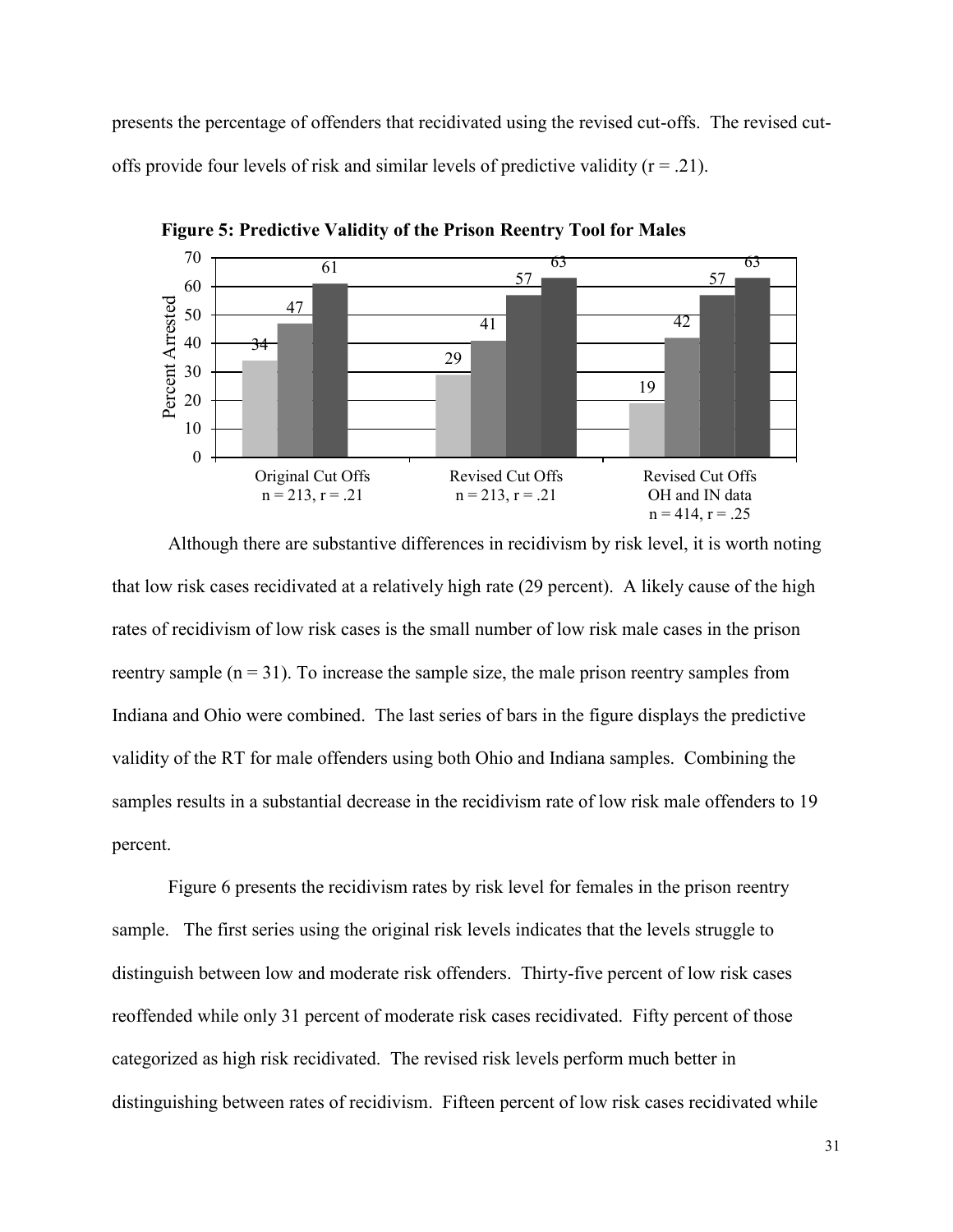presents the percentage of offenders that recidivated using the revised cut-offs. The revised cut-offs provide four levels of risk and similar levels of predictive validity (r = .21).

**Figure 5: Predictive Validity of the Prison Reentry Tool for Males**

| | Low | Moderate | High | Very High |
|---|---|---|---|---|
| Original Cut Offs (n = 213, r = .21) | 34 | 47 | 61 | |
| Revised Cut Offs (n = 213, r = .21) | 29 | 41 | 57 | 63 |
| Revised Cut Offs OH and IN data (n = 414, r = .25) | 19 | 42 | 57 | 63 |

*Values are Percent Arrested.*

Although there are substantive differences in recidivism by risk level, it is worth noting that low risk cases recidivated at a relatively high rate (29 percent). A likely cause of the high rates of recidivism of low risk cases is the small number of low risk male cases in the prison reentry sample (n = 31). To increase the sample size, the male prison reentry samples from Indiana and Ohio were combined. The last series of bars in the figure displays the predictive validity of the RT for male offenders using both Ohio and Indiana samples. Combining the samples results in a substantial decrease in the recidivism rate of low risk male offenders to 19 percent.

Figure 6 presents the recidivism rates by risk level for females in the prison reentry sample. The first series using the original risk levels indicates that the levels struggle to distinguish between low and moderate risk offenders. Thirty-five percent of low risk cases reoffended while only 31 percent of moderate risk cases recidivated. Fifty percent of those categorized as high risk recidivated. The revised risk levels perform much better in distinguishing between rates of recidivism. Fifteen percent of low risk cases recidivated while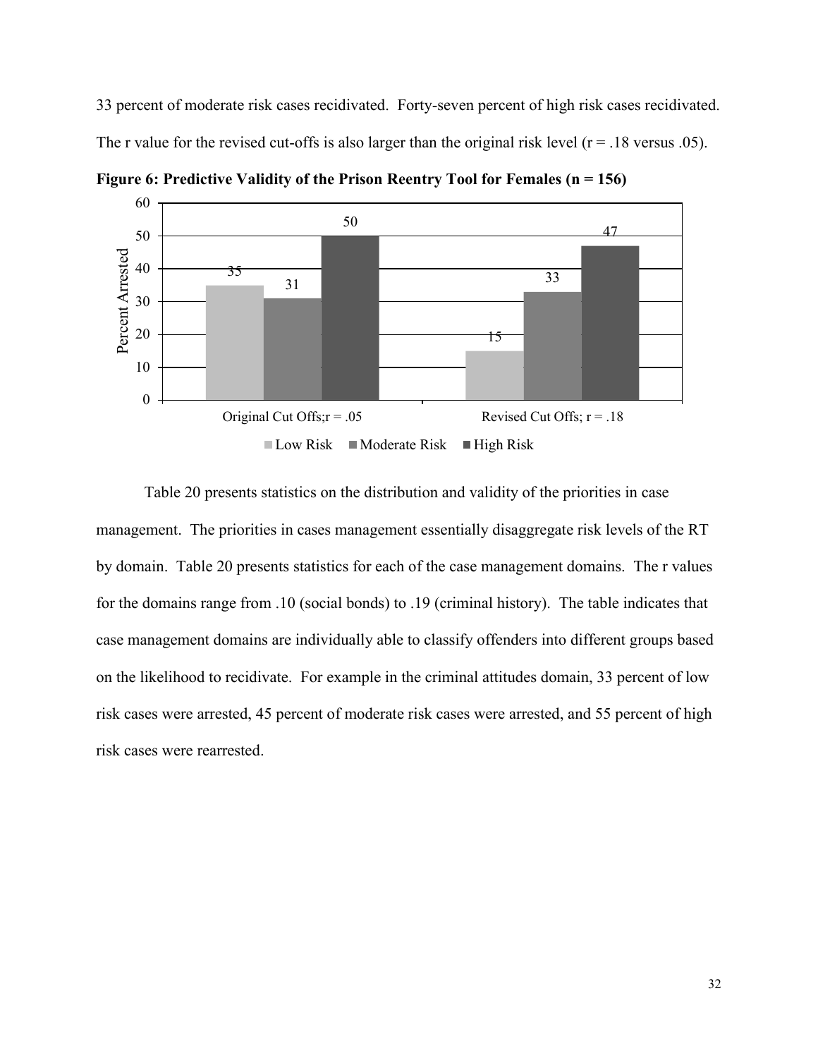33 percent of moderate risk cases recidivated. Forty-seven percent of high risk cases recidivated. The r value for the revised cut-offs is also larger than the original risk level (r = .18 versus .05).

**Figure 6: Predictive Validity of the Prison Reentry Tool for Females (n = 156)**

| Percent Arrested | Low Risk | Moderate Risk | High Risk |
|---|---|---|---|
| Original Cut Offs; r = .05 | 35 | 31 | 50 |
| Revised Cut Offs; r = .18 | 15 | 33 | 47 |

Table 20 presents statistics on the distribution and validity of the priorities in case management. The priorities in cases management essentially disaggregate risk levels of the RT by domain. Table 20 presents statistics for each of the case management domains. The r values for the domains range from .10 (social bonds) to .19 (criminal history). The table indicates that case management domains are individually able to classify offenders into different groups based on the likelihood to recidivate. For example in the criminal attitudes domain, 33 percent of low risk cases were arrested, 45 percent of moderate risk cases were arrested, and 55 percent of high risk cases were rearrested.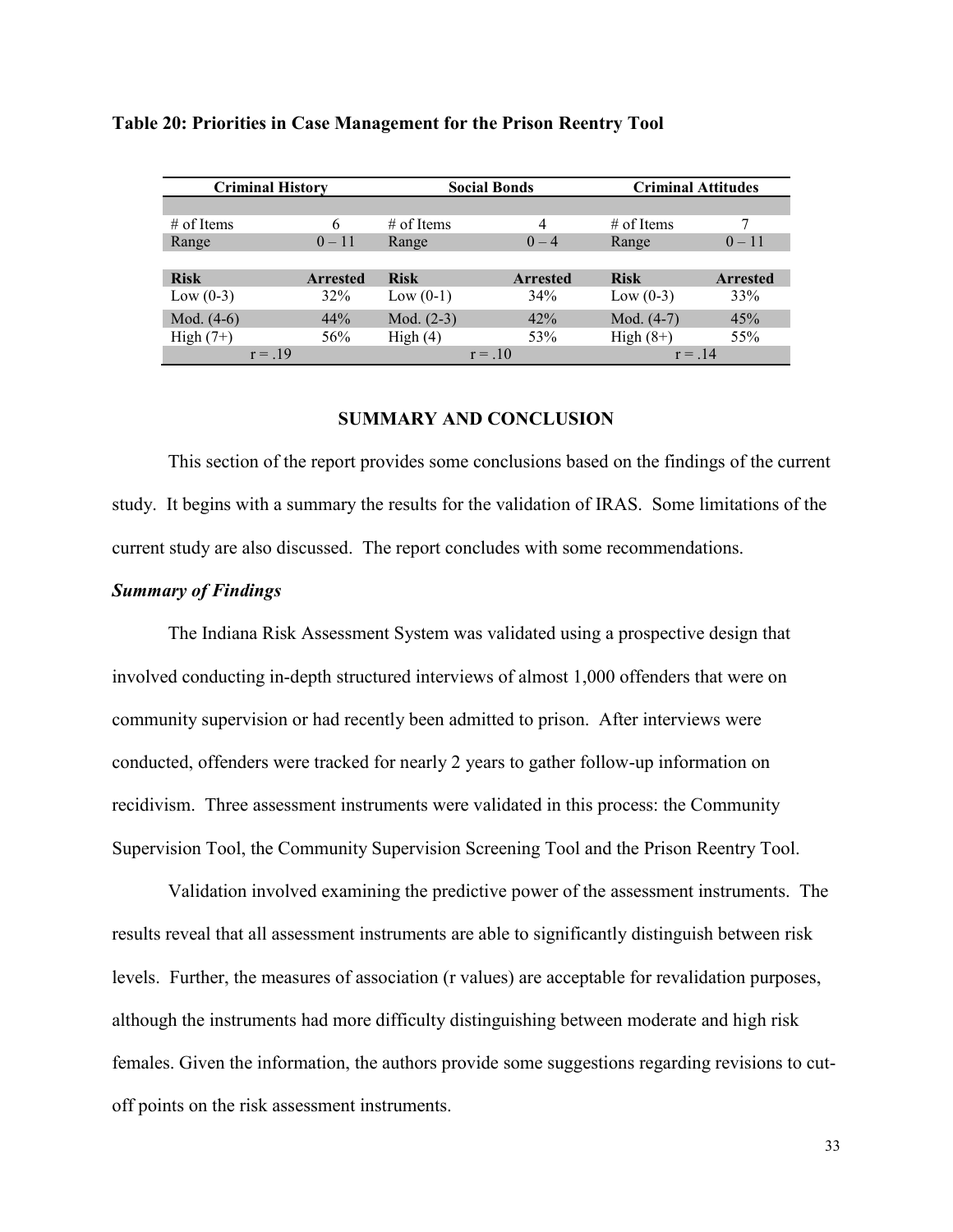**Table 20: Priorities in Case Management for the Prison Reentry Tool**

| Criminal History | | Social Bonds | | Criminal Attitudes | |
|---|---|---|---|---|---|
| # of Items | 6 | # of Items | 4 | # of Items | 7 |
| Range | 0 – 11 | Range | 0 – 4 | Range | 0 – 11 |
| **Risk** | **Arrested** | **Risk** | **Arrested** | **Risk** | **Arrested** |
| Low (0-3) | 32% | Low (0-1) | 34% | Low (0-3) | 33% |
| Mod. (4-6) | 44% | Mod. (2-3) | 42% | Mod. (4-7) | 45% |
| High (7+) | 56% | High (4) | 53% | High (8+) | 55% |
| r = .19 | | r = .10 | | r = .14 | |

## SUMMARY AND CONCLUSION

This section of the report provides some conclusions based on the findings of the current study. It begins with a summary the results for the validation of IRAS. Some limitations of the current study are also discussed. The report concludes with some recommendations.

### *Summary of Findings*

The Indiana Risk Assessment System was validated using a prospective design that involved conducting in-depth structured interviews of almost 1,000 offenders that were on community supervision or had recently been admitted to prison. After interviews were conducted, offenders were tracked for nearly 2 years to gather follow-up information on recidivism. Three assessment instruments were validated in this process: the Community Supervision Tool, the Community Supervision Screening Tool and the Prison Reentry Tool.

Validation involved examining the predictive power of the assessment instruments. The results reveal that all assessment instruments are able to significantly distinguish between risk levels. Further, the measures of association (r values) are acceptable for revalidation purposes, although the instruments had more difficulty distinguishing between moderate and high risk females. Given the information, the authors provide some suggestions regarding revisions to cut-off points on the risk assessment instruments.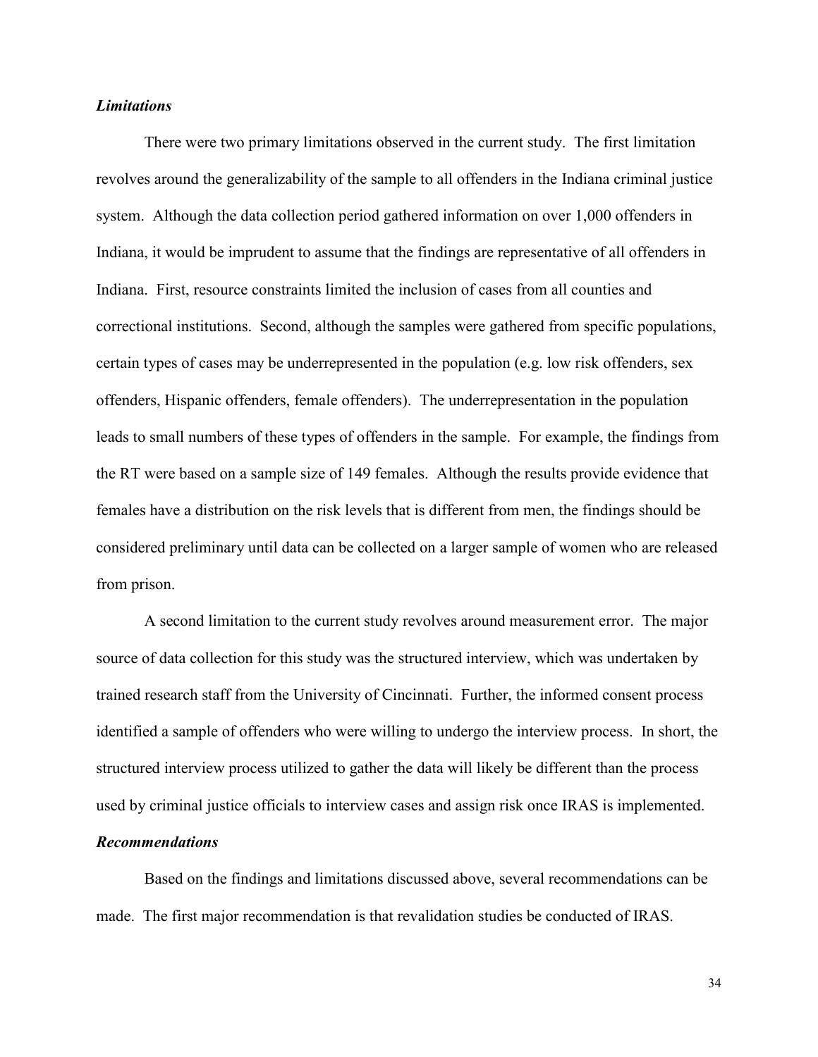### *Limitations*

There were two primary limitations observed in the current study. The first limitation revolves around the generalizability of the sample to all offenders in the Indiana criminal justice system. Although the data collection period gathered information on over 1,000 offenders in Indiana, it would be imprudent to assume that the findings are representative of all offenders in Indiana. First, resource constraints limited the inclusion of cases from all counties and correctional institutions. Second, although the samples were gathered from specific populations, certain types of cases may be underrepresented in the population (e.g. low risk offenders, sex offenders, Hispanic offenders, female offenders). The underrepresentation in the population leads to small numbers of these types of offenders in the sample. For example, the findings from the RT were based on a sample size of 149 females. Although the results provide evidence that females have a distribution on the risk levels that is different from men, the findings should be considered preliminary until data can be collected on a larger sample of women who are released from prison.

A second limitation to the current study revolves around measurement error. The major source of data collection for this study was the structured interview, which was undertaken by trained research staff from the University of Cincinnati. Further, the informed consent process identified a sample of offenders who were willing to undergo the interview process. In short, the structured interview process utilized to gather the data will likely be different than the process used by criminal justice officials to interview cases and assign risk once IRAS is implemented.

### *Recommendations*

Based on the findings and limitations discussed above, several recommendations can be made. The first major recommendation is that revalidation studies be conducted of IRAS.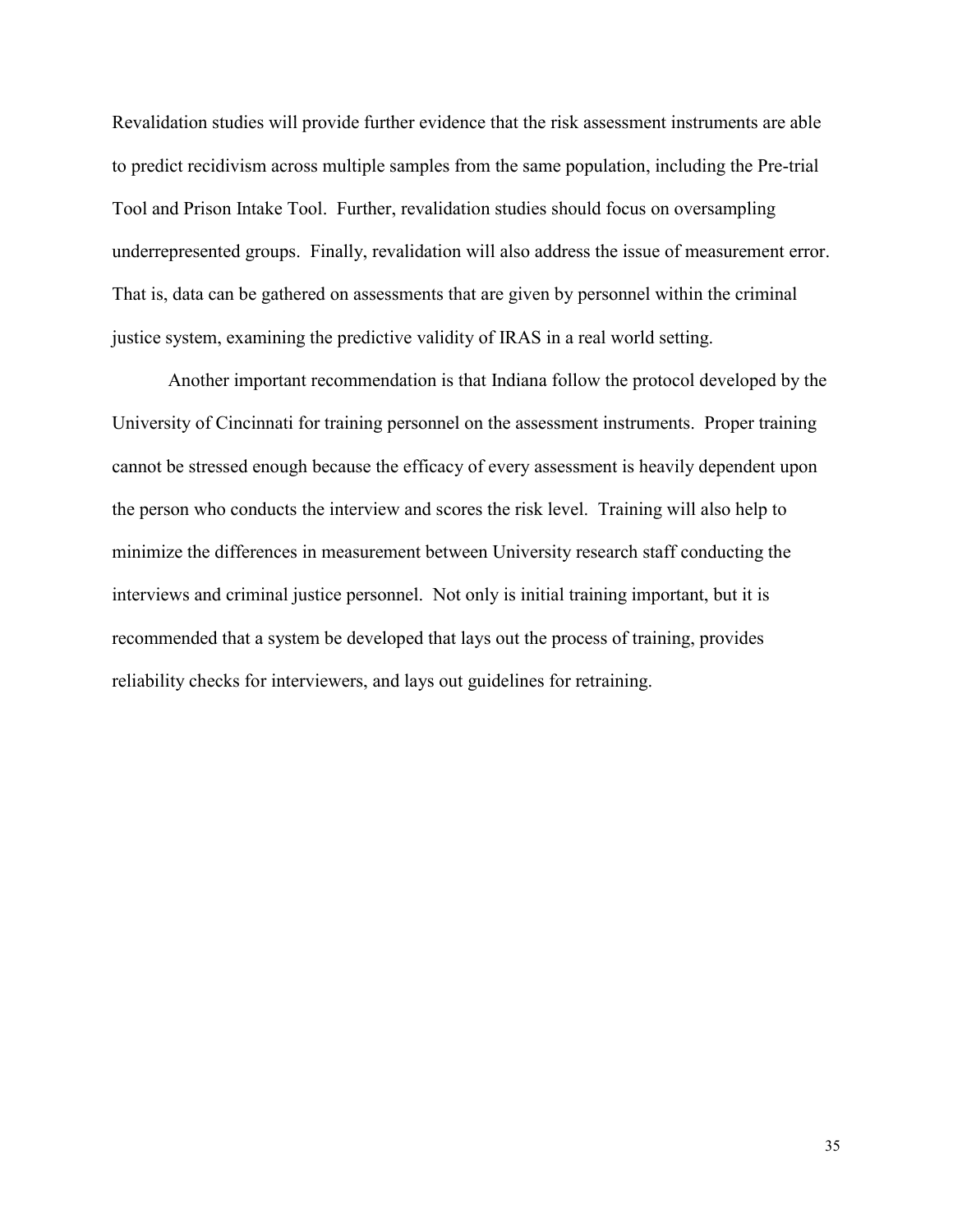Revalidation studies will provide further evidence that the risk assessment instruments are able to predict recidivism across multiple samples from the same population, including the Pre-trial Tool and Prison Intake Tool. Further, revalidation studies should focus on oversampling underrepresented groups. Finally, revalidation will also address the issue of measurement error. That is, data can be gathered on assessments that are given by personnel within the criminal justice system, examining the predictive validity of IRAS in a real world setting.

Another important recommendation is that Indiana follow the protocol developed by the University of Cincinnati for training personnel on the assessment instruments. Proper training cannot be stressed enough because the efficacy of every assessment is heavily dependent upon the person who conducts the interview and scores the risk level. Training will also help to minimize the differences in measurement between University research staff conducting the interviews and criminal justice personnel. Not only is initial training important, but it is recommended that a system be developed that lays out the process of training, provides reliability checks for interviewers, and lays out guidelines for retraining.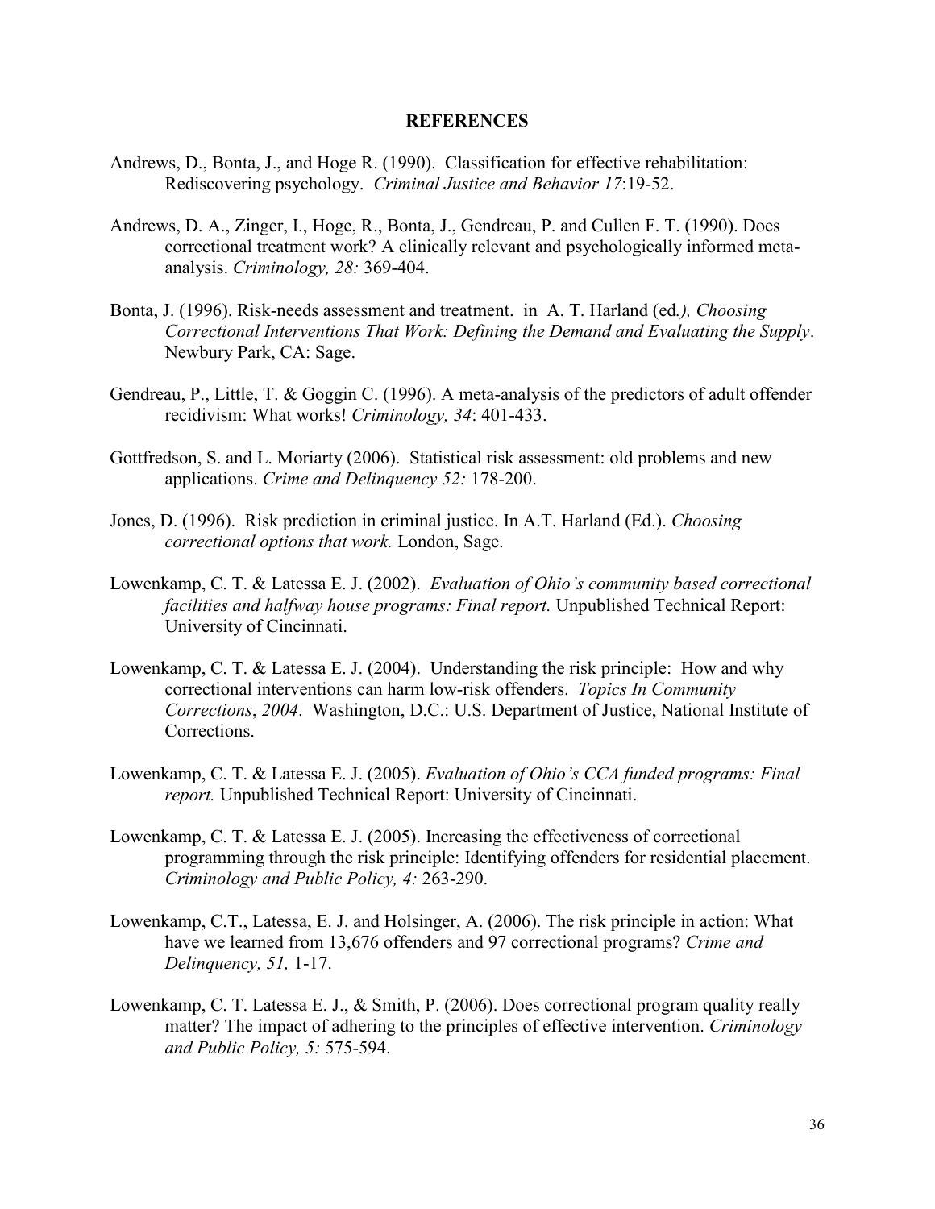## REFERENCES

Andrews, D., Bonta, J., and Hoge R. (1990). Classification for effective rehabilitation: Rediscovering psychology. *Criminal Justice and Behavior 17*:19-52.

Andrews, D. A., Zinger, I., Hoge, R., Bonta, J., Gendreau, P. and Cullen F. T. (1990). Does correctional treatment work? A clinically relevant and psychologically informed meta-analysis. *Criminology, 28:* 369-404.

Bonta, J. (1996). Risk-needs assessment and treatment. in A. T. Harland (ed*.), Choosing Correctional Interventions That Work: Defining the Demand and Evaluating the Supply*. Newbury Park, CA: Sage.

Gendreau, P., Little, T. & Goggin C. (1996). A meta-analysis of the predictors of adult offender recidivism: What works! *Criminology, 34*: 401-433.

Gottfredson, S. and L. Moriarty (2006). Statistical risk assessment: old problems and new applications. *Crime and Delinquency 52:* 178-200.

Jones, D. (1996). Risk prediction in criminal justice. In A.T. Harland (Ed.). *Choosing correctional options that work.* London, Sage.

Lowenkamp, C. T. & Latessa E. J. (2002). *Evaluation of Ohio's community based correctional facilities and halfway house programs: Final report.* Unpublished Technical Report: University of Cincinnati.

Lowenkamp, C. T. & Latessa E. J. (2004). Understanding the risk principle: How and why correctional interventions can harm low-risk offenders. *Topics In Community Corrections*, *2004*. Washington, D.C.: U.S. Department of Justice, National Institute of Corrections.

Lowenkamp, C. T. & Latessa E. J. (2005). *Evaluation of Ohio's CCA funded programs: Final report.* Unpublished Technical Report: University of Cincinnati.

Lowenkamp, C. T. & Latessa E. J. (2005). Increasing the effectiveness of correctional programming through the risk principle: Identifying offenders for residential placement. *Criminology and Public Policy, 4:* 263-290.

Lowenkamp, C.T., Latessa, E. J. and Holsinger, A. (2006). The risk principle in action: What have we learned from 13,676 offenders and 97 correctional programs? *Crime and Delinquency, 51,* 1-17.

Lowenkamp, C. T. Latessa E. J., & Smith, P. (2006). Does correctional program quality really matter? The impact of adhering to the principles of effective intervention. *Criminology and Public Policy, 5:* 575-594.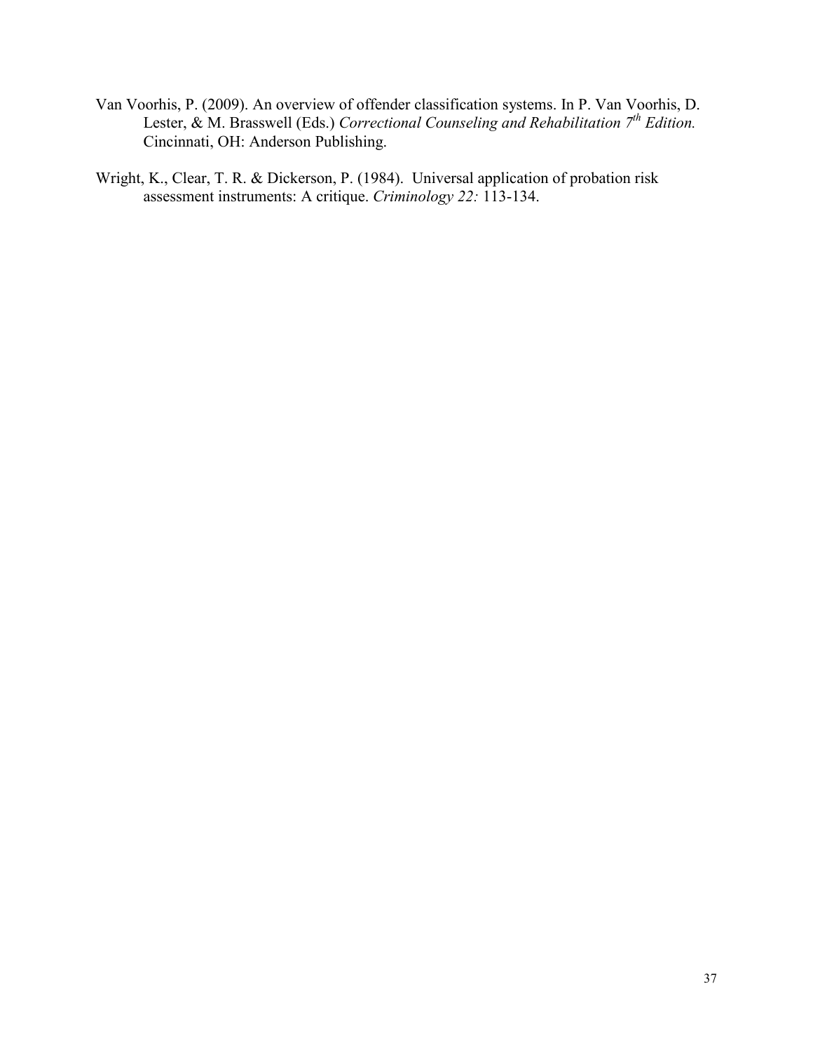Van Voorhis, P. (2009). An overview of offender classification systems. In P. Van Voorhis, D. Lester, & M. Brasswell (Eds.) *Correctional Counseling and Rehabilitation 7th Edition.* Cincinnati, OH: Anderson Publishing.

Wright, K., Clear, T. R. & Dickerson, P. (1984). Universal application of probation risk assessment instruments: A critique. *Criminology 22:* 113-134.